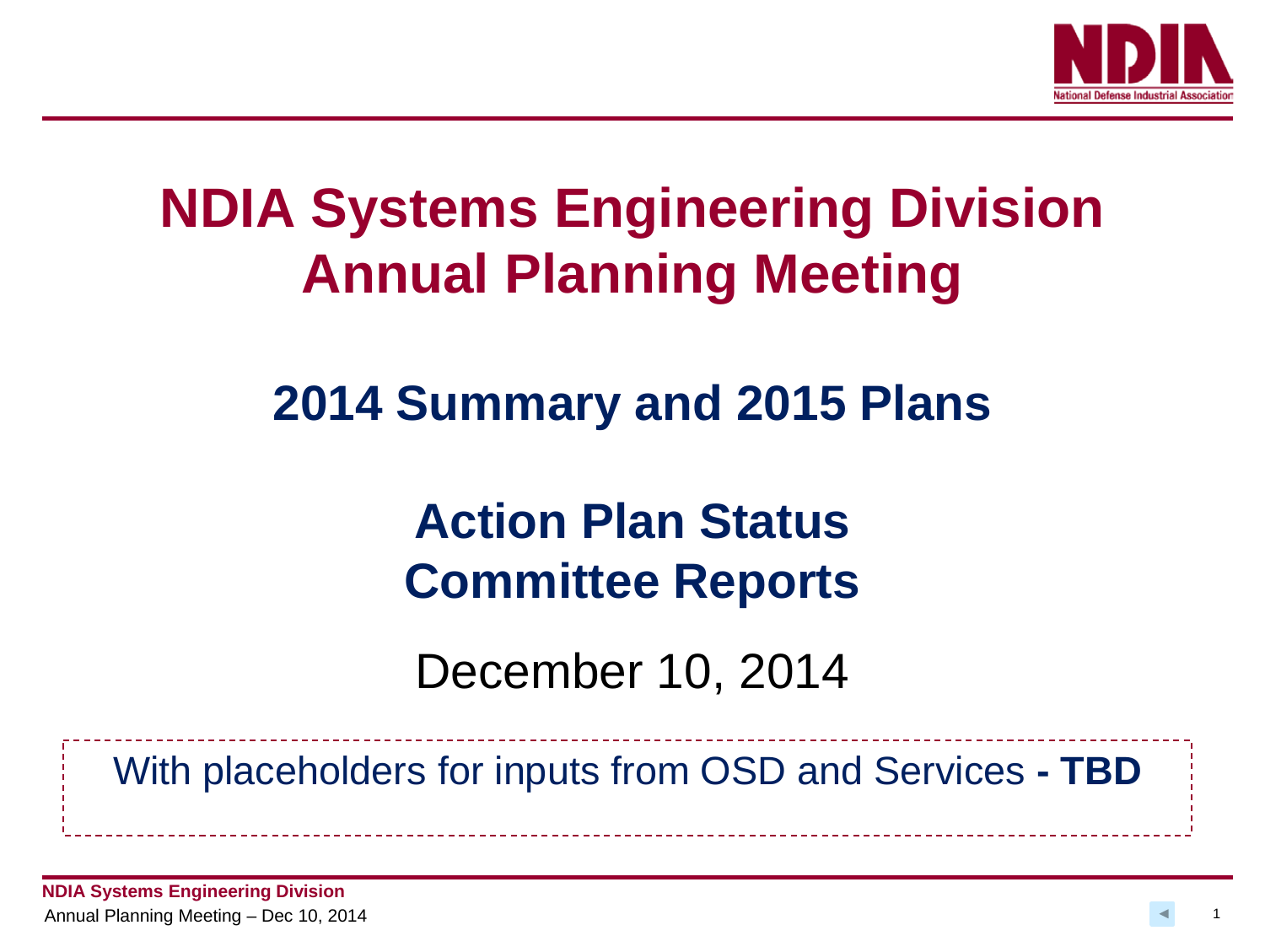# NDIA Systems Engineering Division
# Annual Planning Meeting

## 2014 Summary and 2015 Plans

## Action Plan Status
## Committee Reports

December 10, 2014

With placeholders for inputs from OSD and Services **- TBD**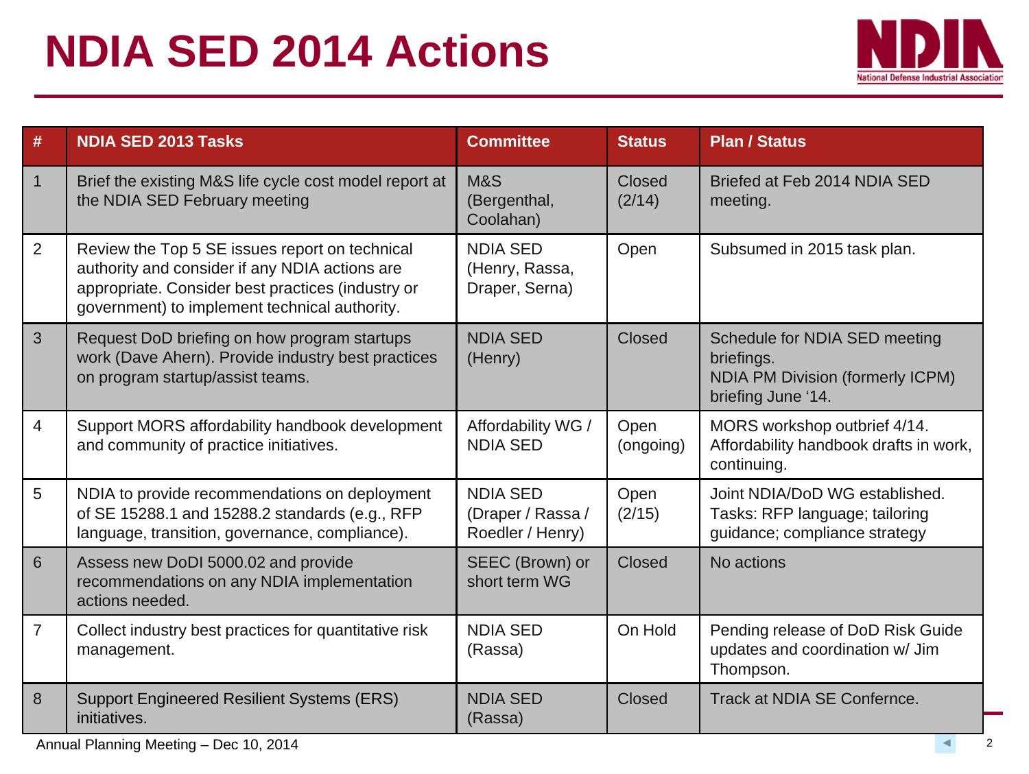# NDIA SED 2014 Actions

| # | NDIA SED 2013 Tasks | Committee | Status | Plan / Status |
|---|---|---|---|---|
| 1 | Brief the existing M&S life cycle cost model report at the NDIA SED February meeting | M&S (Bergenthal, Coolahan) | Closed (2/14) | Briefed at Feb 2014 NDIA SED meeting. |
| 2 | Review the Top 5 SE issues report on technical authority and consider if any NDIA actions are appropriate. Consider best practices (industry or government) to implement technical authority. | NDIA SED (Henry, Rassa, Draper, Serna) | Open | Subsumed in 2015 task plan. |
| 3 | Request DoD briefing on how program startups work (Dave Ahern). Provide industry best practices on program startup/assist teams. | NDIA SED (Henry) | Closed | Schedule for NDIA SED meeting briefings.<br>NDIA PM Division (formerly ICPM) briefing June '14. |
| 4 | Support MORS affordability handbook development and community of practice initiatives. | Affordability WG / NDIA SED | Open (ongoing) | MORS workshop outbrief 4/14. Affordability handbook drafts in work, continuing. |
| 5 | NDIA to provide recommendations on deployment of SE 15288.1 and 15288.2 standards (e.g., RFP language, transition, governance, compliance). | NDIA SED (Draper / Rassa / Roedler / Henry) | Open (2/15) | Joint NDIA/DoD WG established. Tasks: RFP language; tailoring guidance; compliance strategy |
| 6 | Assess new DoDI 5000.02 and provide recommendations on any NDIA implementation actions needed. | SEEC (Brown) or short term WG | Closed | No actions |
| 7 | Collect industry best practices for quantitative risk management. | NDIA SED (Rassa) | On Hold | Pending release of DoD Risk Guide updates and coordination w/ Jim Thompson. |
| 8 | Support Engineered Resilient Systems (ERS) initiatives. | NDIA SED (Rassa) | Closed | Track at NDIA SE Confernce. |

Annual Planning Meeting – Dec 10, 2014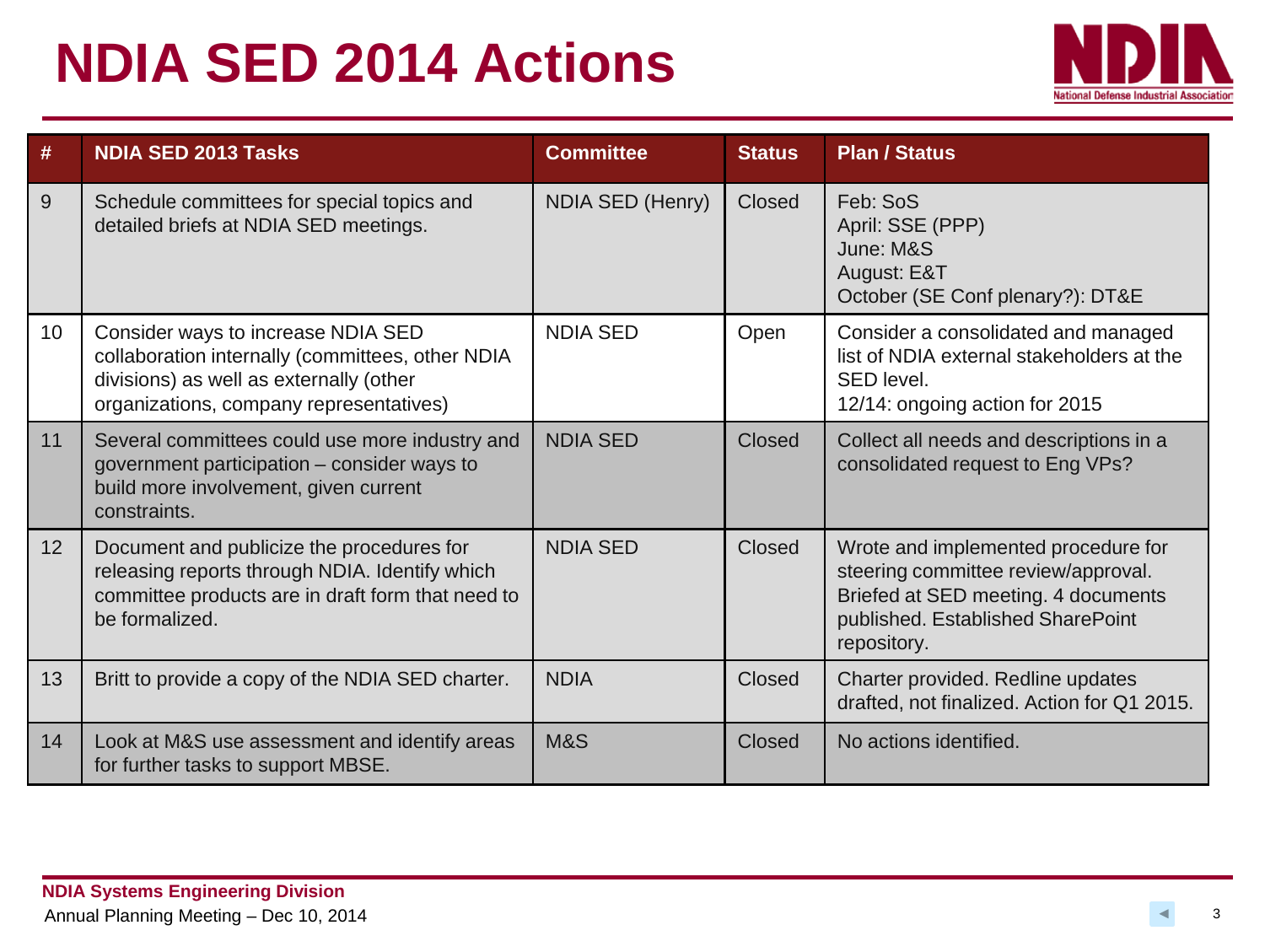# NDIA SED 2014 Actions

| # | NDIA SED 2013 Tasks | Committee | Status | Plan / Status |
|---|---|---|---|---|
| 9 | Schedule committees for special topics and detailed briefs at NDIA SED meetings. | NDIA SED (Henry) | Closed | Feb: SoS<br>April: SSE (PPP)<br>June: M&S<br>August: E&T<br>October (SE Conf plenary?): DT&E |
| 10 | Consider ways to increase NDIA SED collaboration internally (committees, other NDIA divisions) as well as externally (other organizations, company representatives) | NDIA SED | Open | Consider a consolidated and managed list of NDIA external stakeholders at the SED level.<br>12/14: ongoing action for 2015 |
| 11 | Several committees could use more industry and government participation – consider ways to build more involvement, given current constraints. | NDIA SED | Closed | Collect all needs and descriptions in a consolidated request to Eng VPs? |
| 12 | Document and publicize the procedures for releasing reports through NDIA. Identify which committee products are in draft form that need to be formalized. | NDIA SED | Closed | Wrote and implemented procedure for steering committee review/approval. Briefed at SED meeting. 4 documents published. Established SharePoint repository. |
| 13 | Britt to provide a copy of the NDIA SED charter. | NDIA | Closed | Charter provided. Redline updates drafted, not finalized. Action for Q1 2015. |
| 14 | Look at M&S use assessment and identify areas for further tasks to support MBSE. | M&S | Closed | No actions identified. |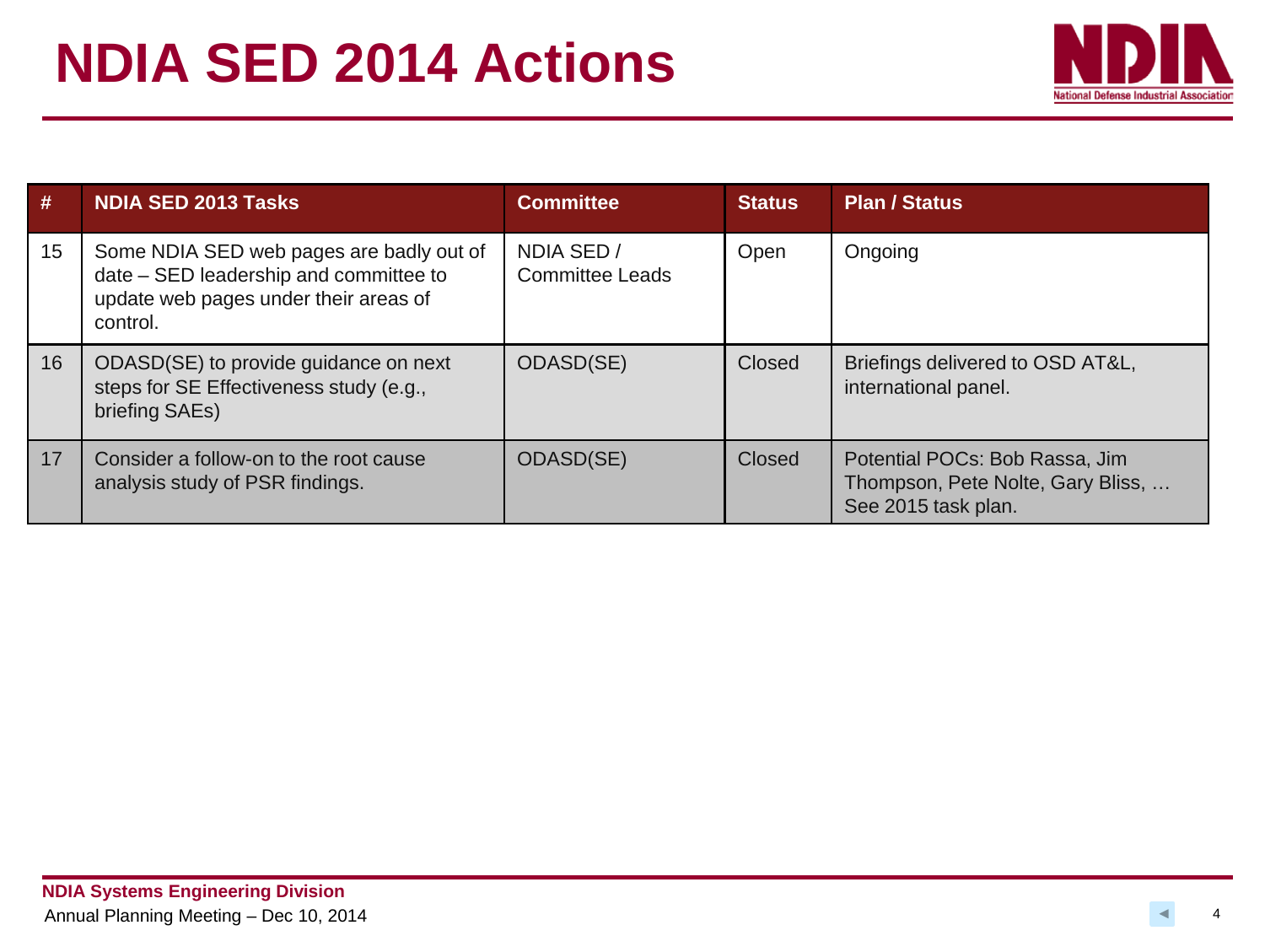# NDIA SED 2014 Actions

| # | NDIA SED 2013 Tasks | Committee | Status | Plan / Status |
|---|---|---|---|---|
| 15 | Some NDIA SED web pages are badly out of date – SED leadership and committee to update web pages under their areas of control. | NDIA SED / Committee Leads | Open | Ongoing |
| 16 | ODASD(SE) to provide guidance on next steps for SE Effectiveness study (e.g., briefing SAEs) | ODASD(SE) | Closed | Briefings delivered to OSD AT&L, international panel. |
| 17 | Consider a follow-on to the root cause analysis study of PSR findings. | ODASD(SE) | Closed | Potential POCs: Bob Rassa, Jim Thompson, Pete Nolte, Gary Bliss, … See 2015 task plan. |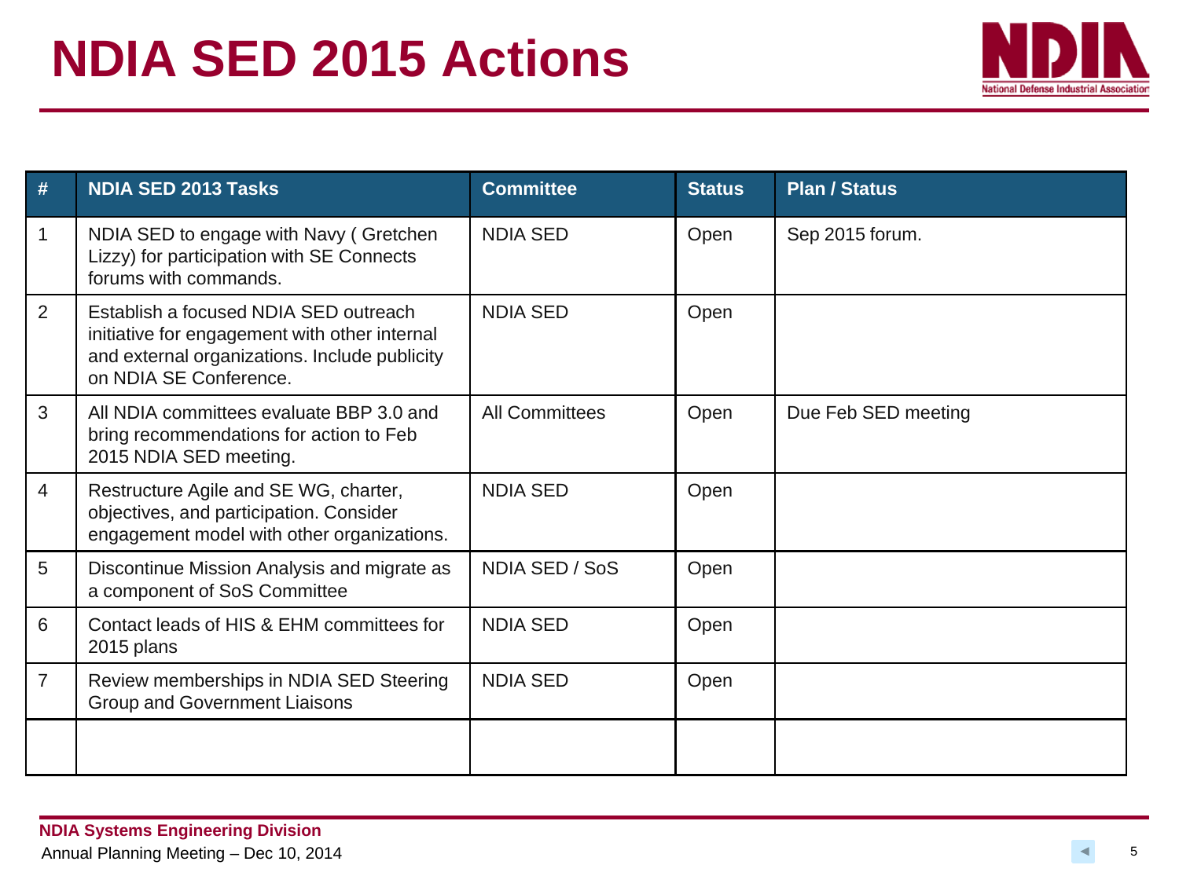# NDIA SED 2015 Actions

| # | NDIA SED 2013 Tasks | Committee | Status | Plan / Status |
|---|---|---|---|---|
| 1 | NDIA SED to engage with Navy ( Gretchen Lizzy) for participation with SE Connects forums with commands. | NDIA SED | Open | Sep 2015 forum. |
| 2 | Establish a focused NDIA SED outreach initiative for engagement with other internal and external organizations. Include publicity on NDIA SE Conference. | NDIA SED | Open | |
| 3 | All NDIA committees evaluate BBP 3.0 and bring recommendations for action to Feb 2015 NDIA SED meeting. | All Committees | Open | Due Feb SED meeting |
| 4 | Restructure Agile and SE WG, charter, objectives, and participation. Consider engagement model with other organizations. | NDIA SED | Open | |
| 5 | Discontinue Mission Analysis and migrate as a component of SoS Committee | NDIA SED / SoS | Open | |
| 6 | Contact leads of HIS & EHM committees for 2015 plans | NDIA SED | Open | |
| 7 | Review memberships in NDIA SED Steering Group and Government Liaisons | NDIA SED | Open | |
| | | | | |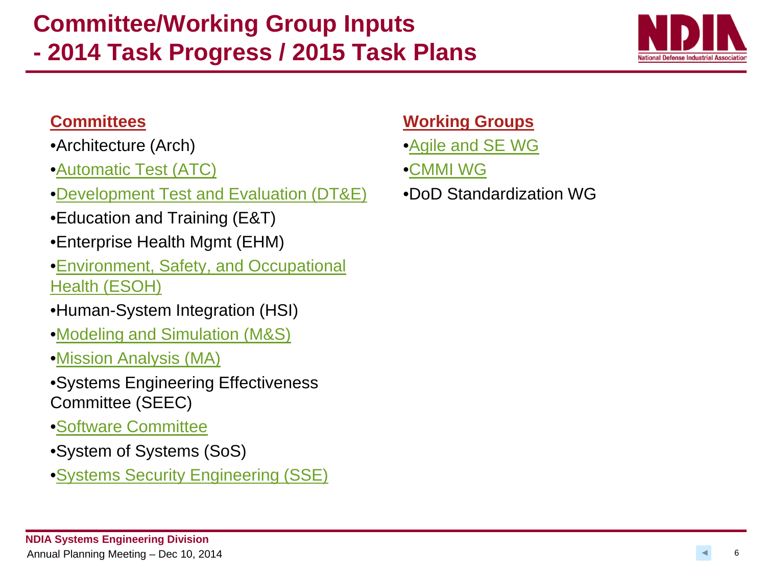# Committee/Working Group Inputs - 2014 Task Progress / 2015 Task Plans

## Committees

- Architecture (Arch)
- Automatic Test (ATC)
- Development Test and Evaluation (DT&E)
- Education and Training (E&T)
- Enterprise Health Mgmt (EHM)
- Environment, Safety, and Occupational Health (ESOH)
- Human-System Integration (HSI)
- Modeling and Simulation (M&S)
- Mission Analysis (MA)
- Systems Engineering Effectiveness Committee (SEEC)
- Software Committee
- System of Systems (SoS)
- Systems Security Engineering (SSE)

## Working Groups

- Agile and SE WG
- CMMI WG
- DoD Standardization WG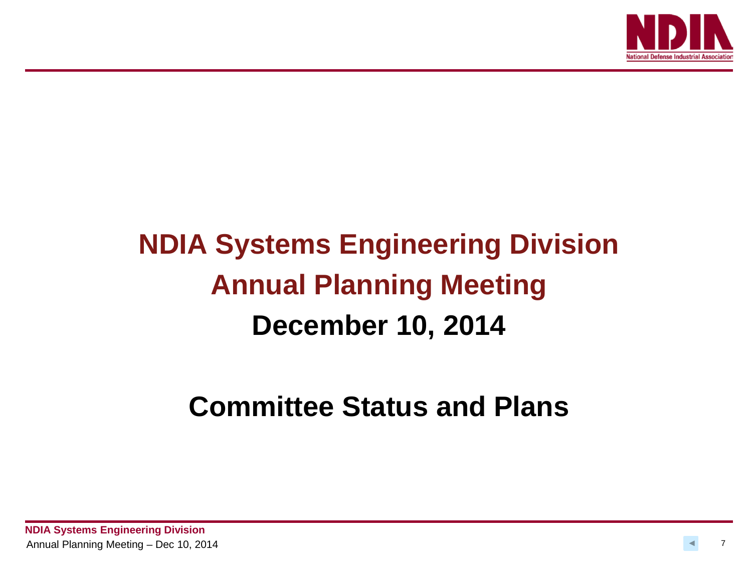# NDIA Systems Engineering Division

# Annual Planning Meeting

# December 10, 2014

## Committee Status and Plans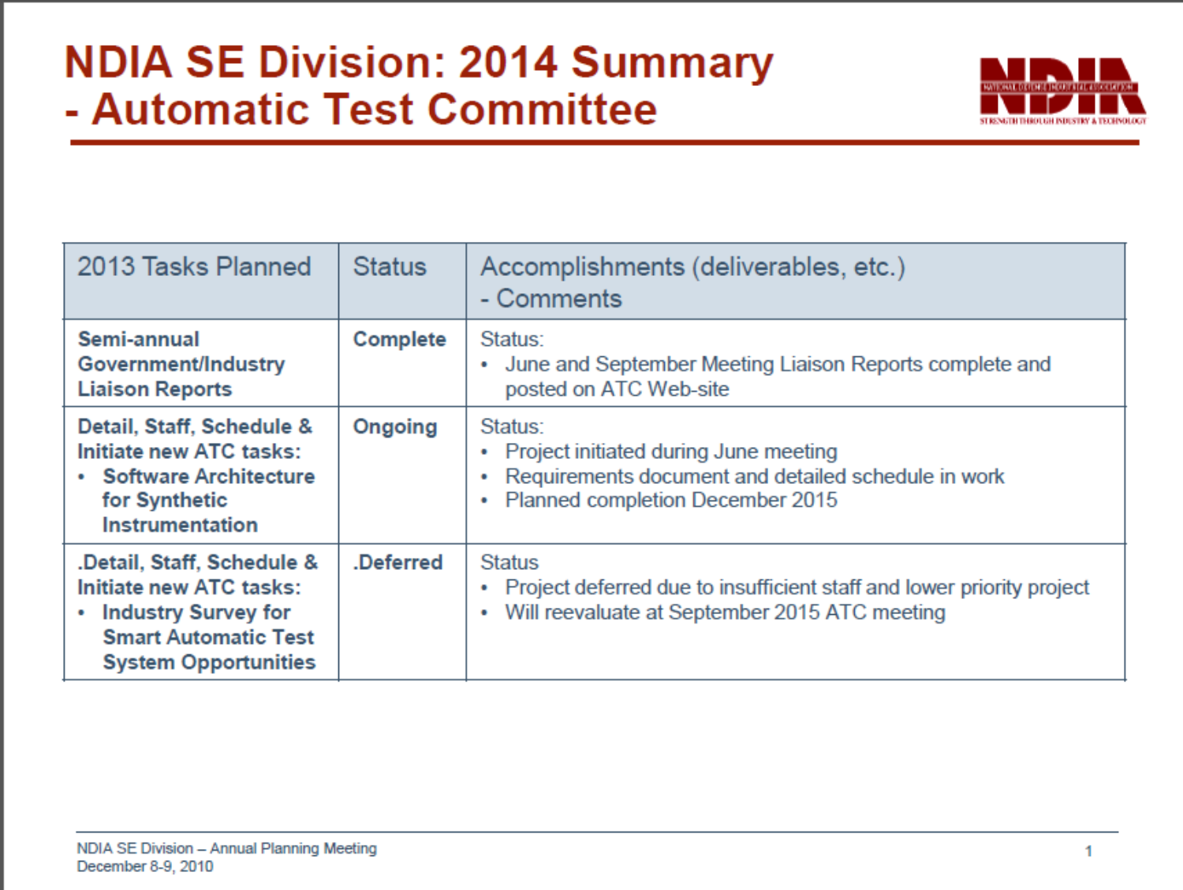# NDIA SE Division: 2014 Summary - Automatic Test Committee

| 2013 Tasks Planned | Status | Accomplishments (deliverables, etc.) - Comments |
|---|---|---|
| **Semi-annual Government/Industry Liaison Reports** | **Complete** | Status: <br>• June and September Meeting Liaison Reports complete and posted on ATC Web-site |
| **Detail, Staff, Schedule & Initiate new ATC tasks:** <br>• **Software Architecture for Synthetic Instrumentation** | **Ongoing** | Status: <br>• Project initiated during June meeting <br>• Requirements document and detailed schedule in work <br>• Planned completion December 2015 |
| **.Detail, Staff, Schedule & Initiate new ATC tasks:** <br>• **Industry Survey for Smart Automatic Test System Opportunities** | **.Deferred** | Status <br>• Project deferred due to insufficient staff and lower priority project <br>• Will reevaluate at September 2015 ATC meeting |

NDIA SE Division – Annual Planning Meeting
December 8-9, 2010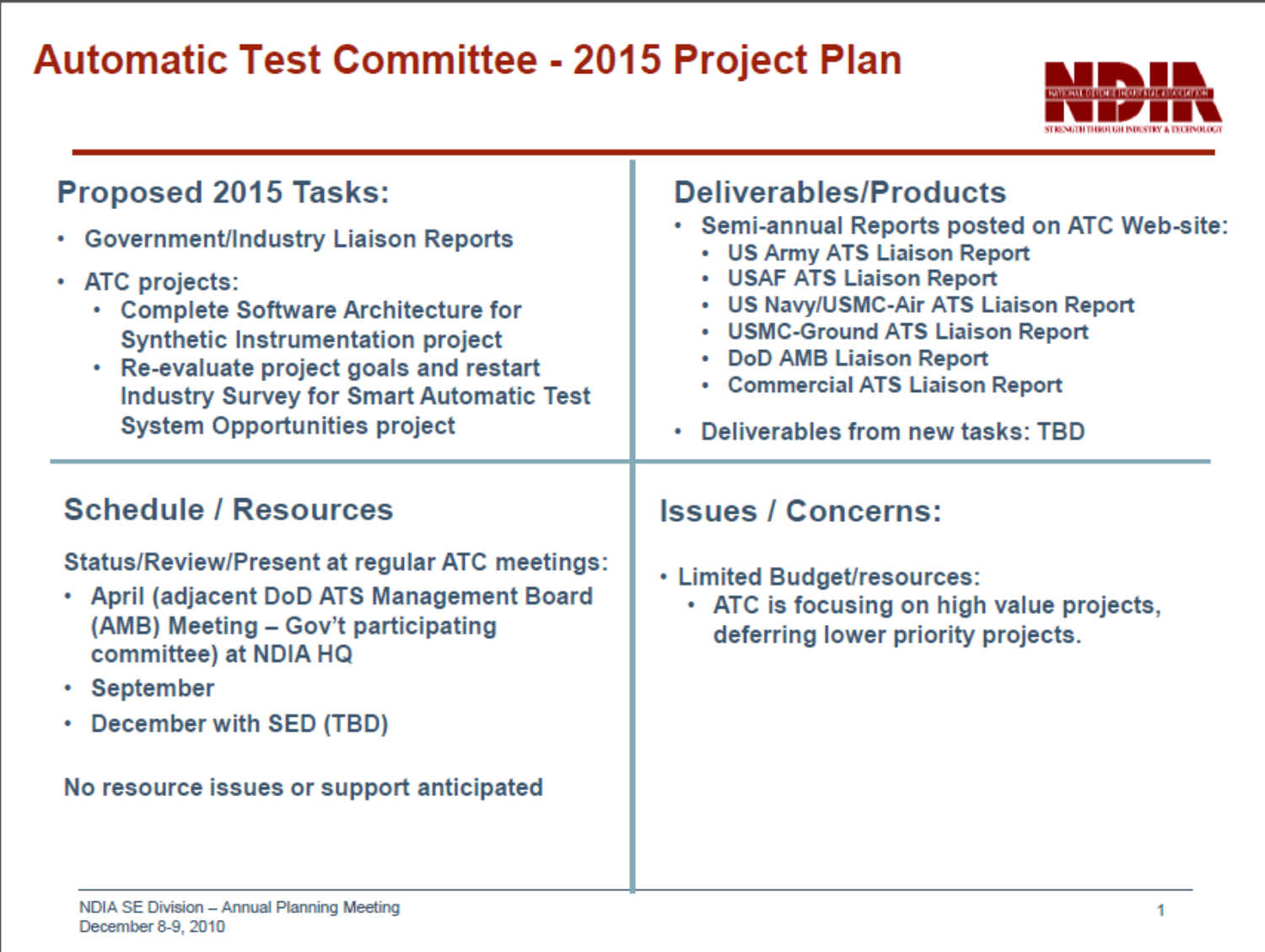# Automatic Test Committee - 2015 Project Plan

## Proposed 2015 Tasks:

- Government/Industry Liaison Reports
- ATC projects:
  - Complete Software Architecture for Synthetic Instrumentation project
  - Re-evaluate project goals and restart Industry Survey for Smart Automatic Test System Opportunities project

## Deliverables/Products

- Semi-annual Reports posted on ATC Web-site:
  - US Army ATS Liaison Report
  - USAF ATS Liaison Report
  - US Navy/USMC-Air ATS Liaison Report
  - USMC-Ground ATS Liaison Report
  - DoD AMB Liaison Report
  - Commercial ATS Liaison Report
- Deliverables from new tasks: TBD

## Schedule / Resources

Status/Review/Present at regular ATC meetings:

- April (adjacent DoD ATS Management Board (AMB) Meeting – Gov't participating committee) at NDIA HQ
- September
- December with SED (TBD)

No resource issues or support anticipated

## Issues / Concerns:

- Limited Budget/resources:
  - ATC is focusing on high value projects, deferring lower priority projects.

NDIA SE Division – Annual Planning Meeting
December 8-9, 2010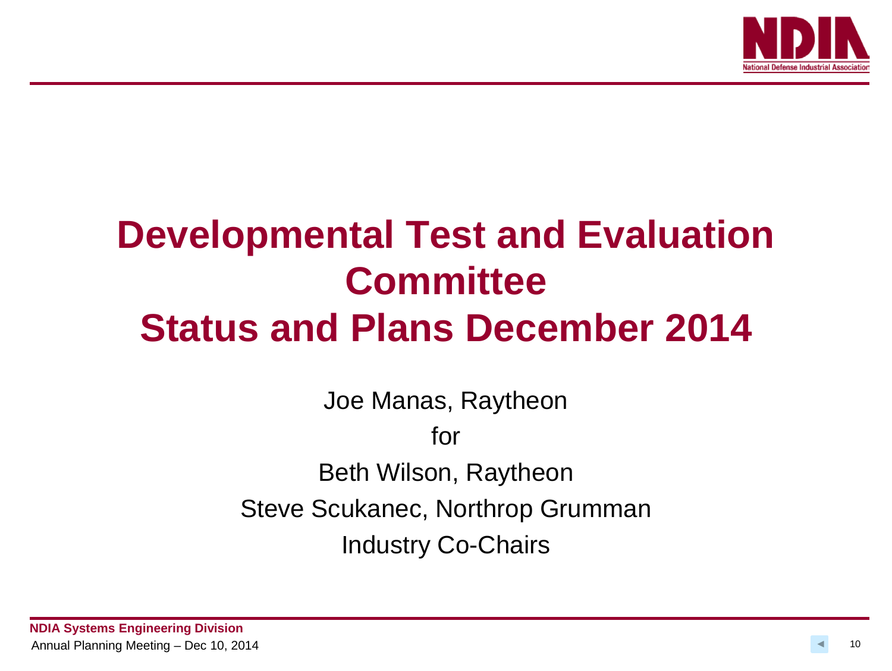# Developmental Test and Evaluation Committee
# Status and Plans December 2014

Joe Manas, Raytheon

for

Beth Wilson, Raytheon

Steve Scukanec, Northrop Grumman

Industry Co-Chairs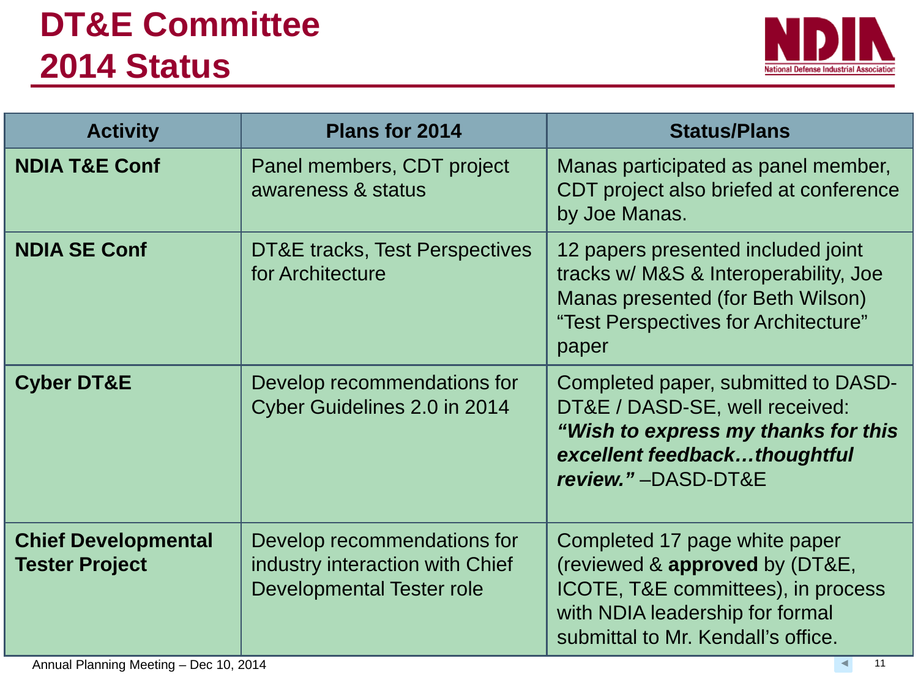# DT&E Committee 2014 Status

| Activity | Plans for 2014 | Status/Plans |
|---|---|---|
| **NDIA T&E Conf** | Panel members, CDT project awareness & status | Manas participated as panel member, CDT project also briefed at conference by Joe Manas. |
| **NDIA SE Conf** | DT&E tracks, Test Perspectives for Architecture | 12 papers presented included joint tracks w/ M&S & Interoperability, Joe Manas presented (for Beth Wilson) "Test Perspectives for Architecture" paper |
| **Cyber DT&E** | Develop recommendations for Cyber Guidelines 2.0 in 2014 | Completed paper, submitted to DASD-DT&E / DASD-SE, well received: ***"Wish to express my thanks for this excellent feedback…thoughtful review."*** –DASD-DT&E |
| **Chief Developmental Tester Project** | Develop recommendations for industry interaction with Chief Developmental Tester role | Completed 17 page white paper (reviewed & **approved** by (DT&E, ICOTE, T&E committees), in process with NDIA leadership for formal submittal to Mr. Kendall's office. |

Annual Planning Meeting – Dec 10, 2014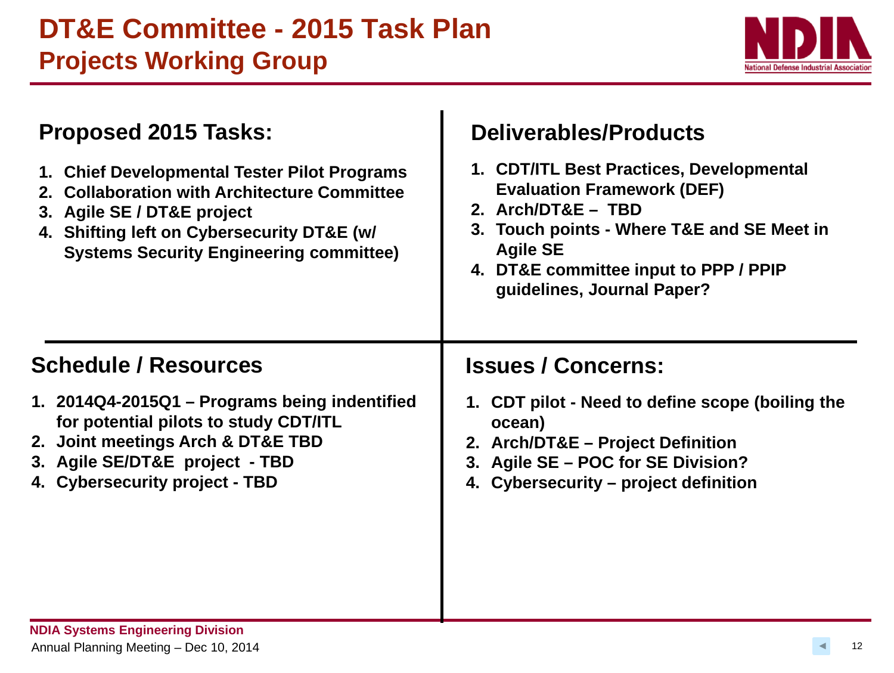# DT&E Committee - 2015 Task Plan

## Projects Working Group

### Proposed 2015 Tasks:

1. **Chief Developmental Tester Pilot Programs**
2. **Collaboration with Architecture Committee**
3. **Agile SE / DT&E project**
4. **Shifting left on Cybersecurity DT&E (w/ Systems Security Engineering committee)**

### Deliverables/Products

1. **CDT/ITL Best Practices, Developmental Evaluation Framework (DEF)**
2. **Arch/DT&E – TBD**
3. **Touch points - Where T&E and SE Meet in Agile SE**
4. **DT&E committee input to PPP / PPIP guidelines, Journal Paper?**

### Schedule / Resources

1. **2014Q4-2015Q1 – Programs being indentified for potential pilots to study CDT/ITL**
2. **Joint meetings Arch & DT&E TBD**
3. **Agile SE/DT&E project - TBD**
4. **Cybersecurity project - TBD**

### Issues / Concerns:

1. **CDT pilot - Need to define scope (boiling the ocean)**
2. **Arch/DT&E – Project Definition**
3. **Agile SE – POC for SE Division?**
4. **Cybersecurity – project definition**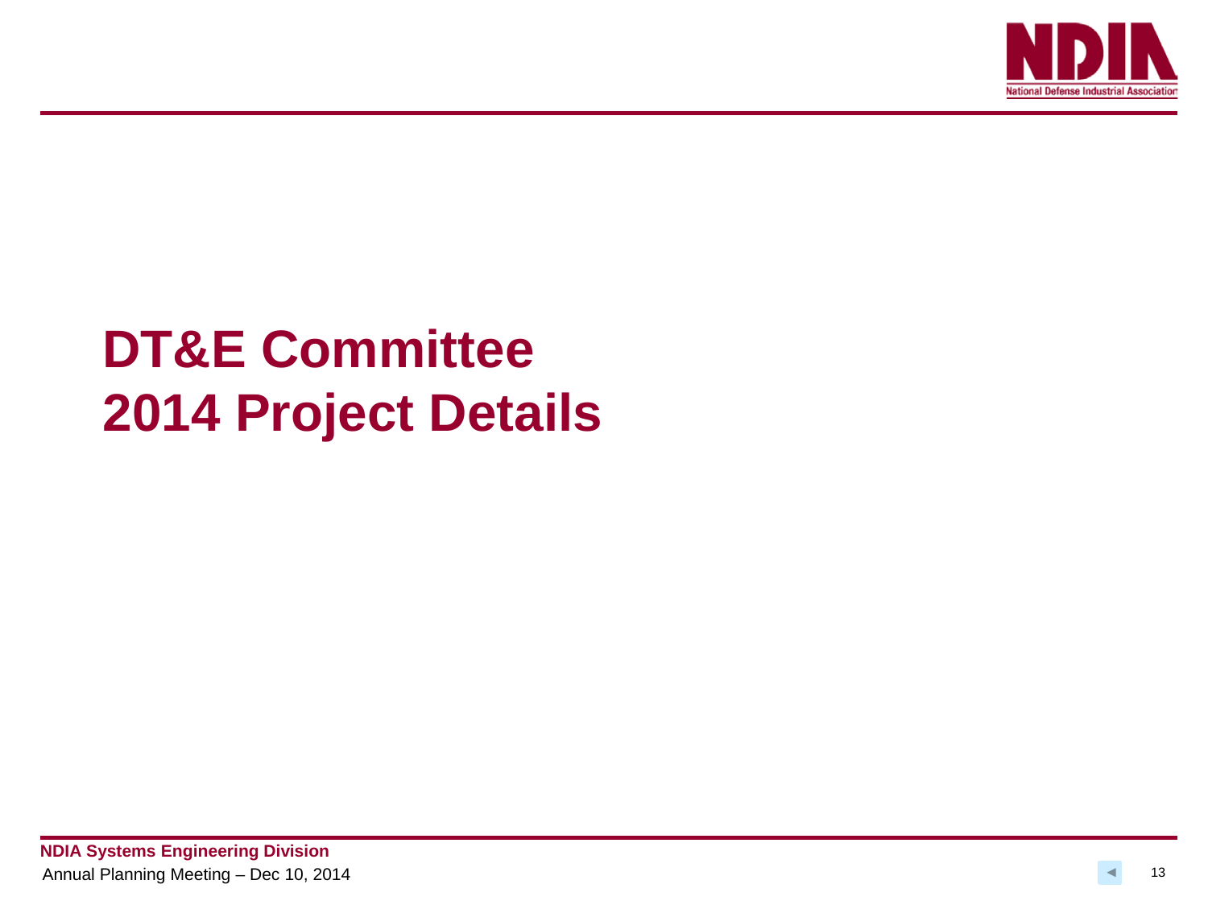# DT&E Committee 2014 Project Details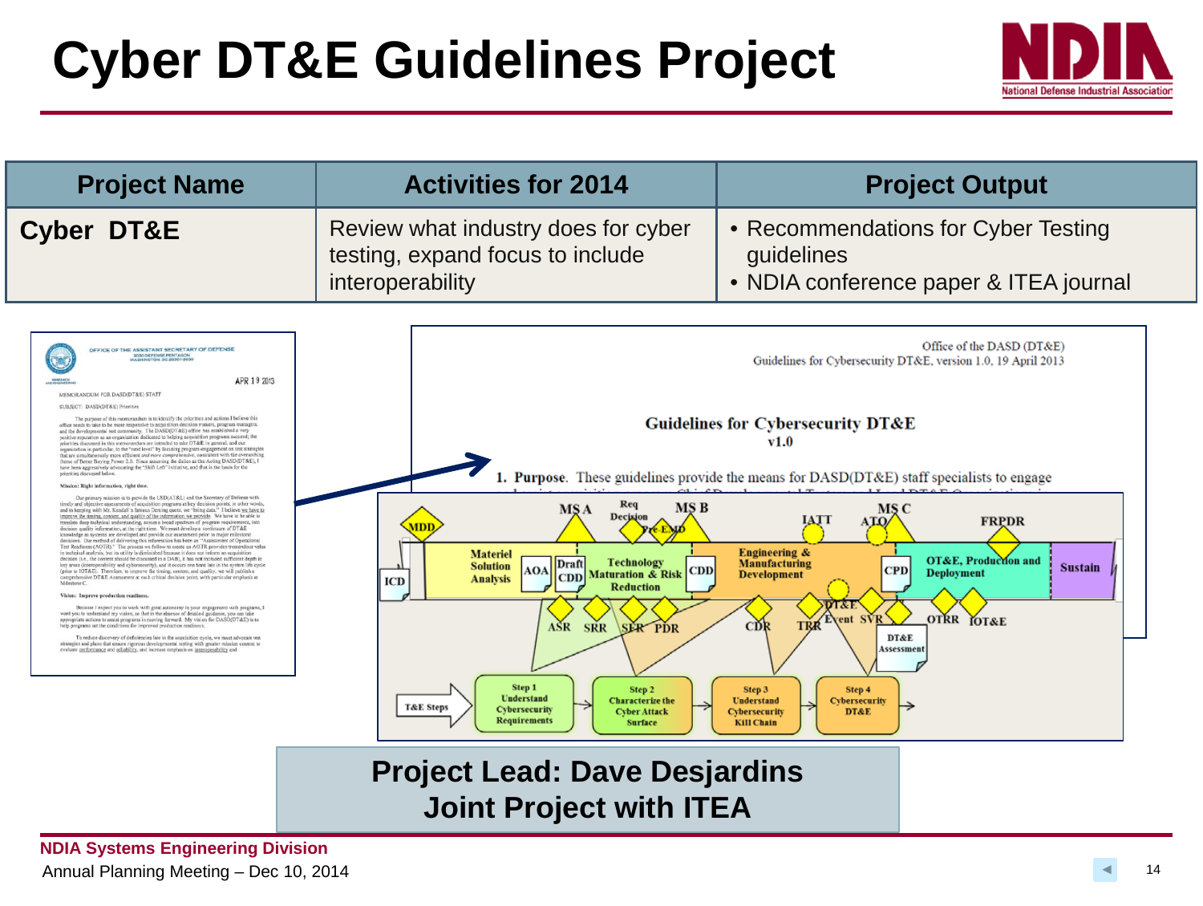# Cyber DT&E Guidelines Project

| Project Name | Activities for 2014 | Project Output |
| --- | --- | --- |
| **Cyber DT&E** | Review what industry does for cyber testing, expand focus to include interoperability | • Recommendations for Cyber Testing guidelines<br>• NDIA conference paper & ITEA journal |

Office of the DASD (DT&E)
Guidelines for Cybersecurity DT&E, version 1.0, 19 April 2013

**Guidelines for Cybersecurity DT&E**
v1.0

**1. Purpose.** These guidelines provide the means for DASD(DT&E) staff specialists to engage

**Project Lead: Dave Desjardins**
**Joint Project with ITEA**

**NDIA Systems Engineering Division**
Annual Planning Meeting – Dec 10, 2014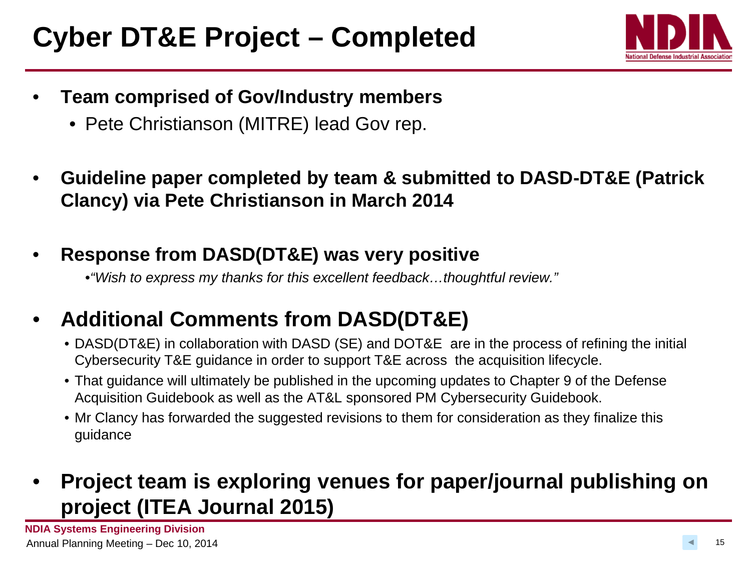# Cyber DT&E Project – Completed

- **Team comprised of Gov/Industry members**
  - Pete Christianson (MITRE) lead Gov rep.
- **Guideline paper completed by team & submitted to DASD-DT&E (Patrick Clancy) via Pete Christianson in March 2014**
- **Response from DASD(DT&E) was very positive**
  - *"Wish to express my thanks for this excellent feedback…thoughtful review."*
- **Additional Comments from DASD(DT&E)**
  - DASD(DT&E) in collaboration with DASD (SE) and DOT&E are in the process of refining the initial Cybersecurity T&E guidance in order to support T&E across the acquisition lifecycle.
  - That guidance will ultimately be published in the upcoming updates to Chapter 9 of the Defense Acquisition Guidebook as well as the AT&L sponsored PM Cybersecurity Guidebook.
  - Mr Clancy has forwarded the suggested revisions to them for consideration as they finalize this guidance
- **Project team is exploring venues for paper/journal publishing on project (ITEA Journal 2015)**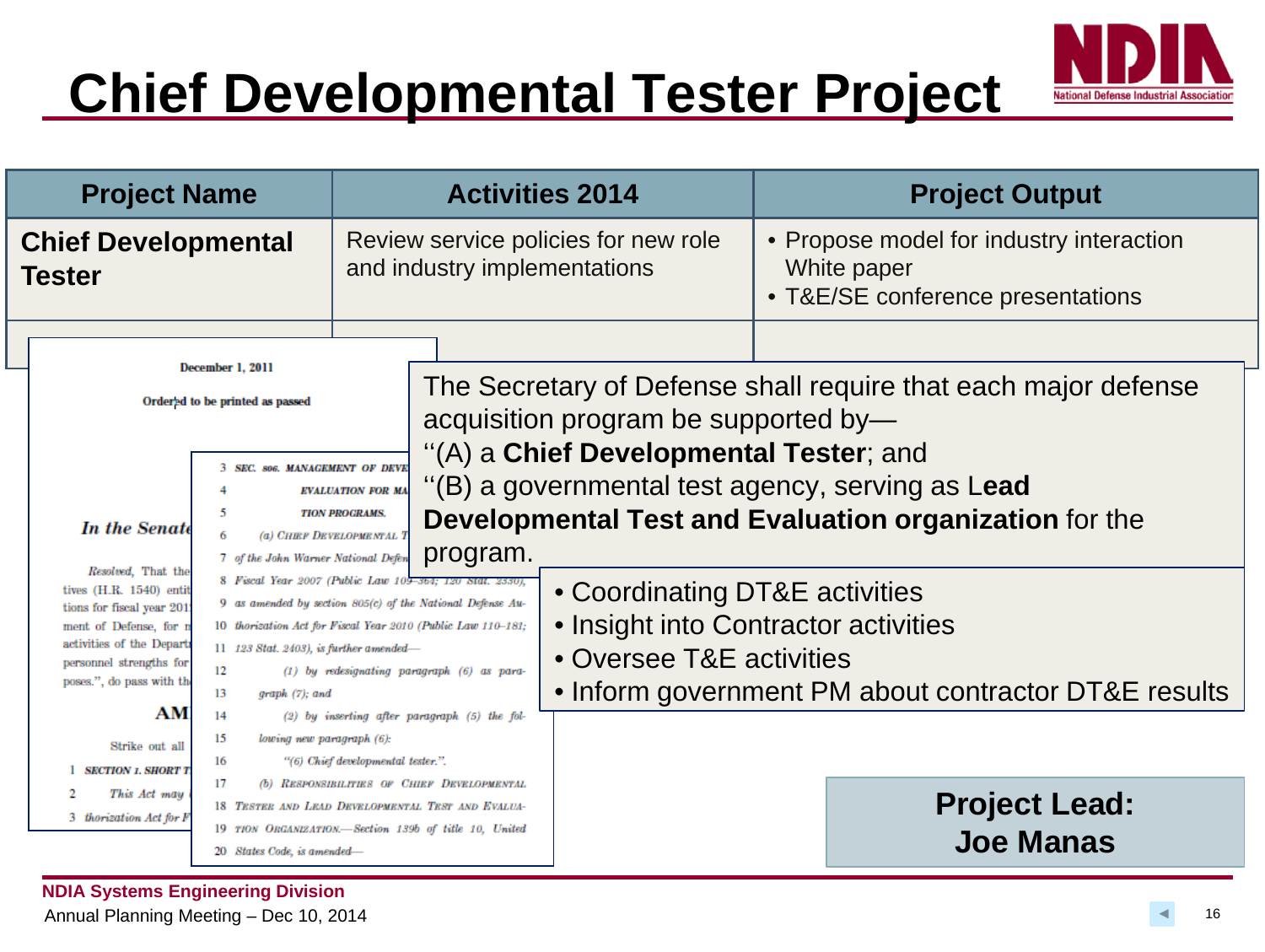# Chief Developmental Tester Project

| Project Name | Activities 2014 | Project Output |
|---|---|---|
| **Chief Developmental Tester** | Review service policies for new role and industry implementations | • Propose model for industry interaction White paper<br>• T&E/SE conference presentations |

December 1, 2011

Ordered to be printed as passed

*In the Senate*

*Resolved*, That the ... tives (H.R. 1540) entit... tions for fiscal year 201... ment of Defense, for m... activities of the Depart... personnel strengths for... poses.", do pass with th...

**AM...**

Strike out all...

1 SECTION 1. SHORT T...

2 *This Act may*...

3 *thorization Act for F*...

3 SEC. 806. MANAGEMENT OF DEVE...

4 EVALUATION FOR MA...

5 TION PROGRAMS.

6 (a) CHIEF DEVELOPMENTAL T...

7 of the John Warner National Defen...

8 Fiscal Year 2007 (Public Law 109–364; 120 Stat. 2330),

9 as amended by section 805(c) of the National Defense Au-

10 thorization Act for Fiscal Year 2010 (Public Law 110–181;

11 123 Stat. 2403), is further amended—

12 (1) by redesignating paragraph (6) as para-

13 graph (7); and

14 (2) by inserting after paragraph (5) the fol-

15 lowing new paragraph (6):

16 "(6) Chief developmental tester.".

17 (b) RESPONSIBILITIES OF CHIEF DEVELOPMENTAL

18 TESTER AND LEAD DEVELOPMENTAL TEST AND EVALUA-

19 TION ORGANIZATION.—Section 139b of title 10, United

20 States Code, is amended—

The Secretary of Defense shall require that each major defense acquisition program be supported by—
''(A) a **Chief Developmental Tester**; and
''(B) a governmental test agency, serving as **Lead Developmental Test and Evaluation organization** for the program.

- Coordinating DT&E activities
- Insight into Contractor activities
- Oversee T&E activities
- Inform government PM about contractor DT&E results

**Project Lead: Joe Manas**

**NDIA Systems Engineering Division**

Annual Planning Meeting – Dec 10, 2014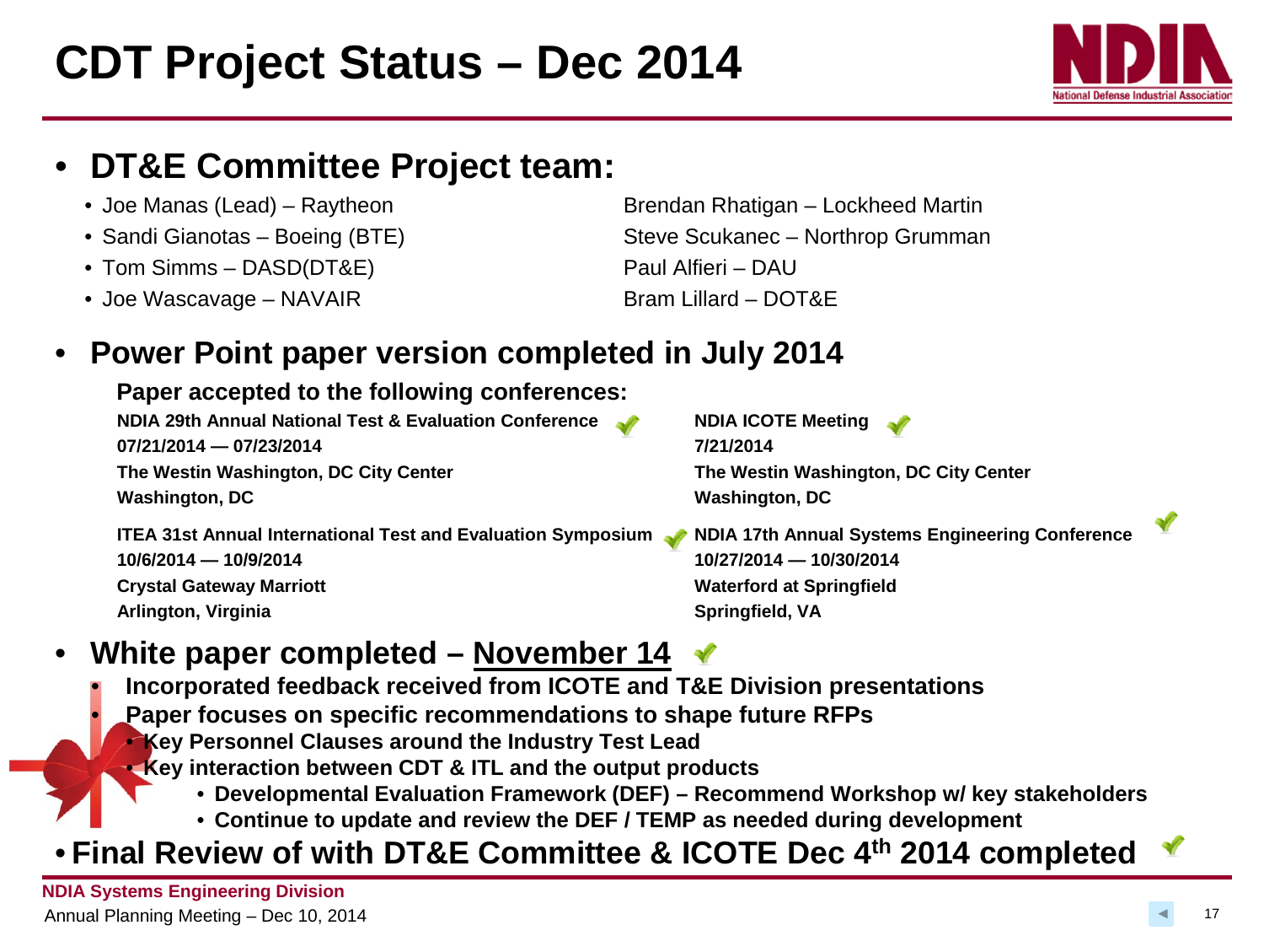# CDT Project Status – Dec 2014

- **DT&E Committee Project team:**
  - Joe Manas (Lead) – Raytheon
  - Sandi Gianotas – Boeing (BTE)
  - Tom Simms – DASD(DT&E)
  - Joe Wascavage – NAVAIR
  - Brendan Rhatigan – Lockheed Martin
  - Steve Scukanec – Northrop Grumman
  - Paul Alfieri – DAU
  - Bram Lillard – DOT&E

- **Power Point paper version completed in July 2014**

  **Paper accepted to the following conferences:**

  **NDIA 29th Annual National Test & Evaluation Conference** ✓
  **07/21/2014 — 07/23/2014**
  **The Westin Washington, DC City Center**
  **Washington, DC**

  **NDIA ICOTE Meeting** ✓
  **7/21/2014**
  **The Westin Washington, DC City Center**
  **Washington, DC**

  **ITEA 31st Annual International Test and Evaluation Symposium** ✓
  **10/6/2014 — 10/9/2014**
  **Crystal Gateway Marriott**
  **Arlington, Virginia**

  **NDIA 17th Annual Systems Engineering Conference** ✓
  **10/27/2014 — 10/30/2014**
  **Waterford at Springfield**
  **Springfield, VA**

- **White paper completed – <u>November 14</u>** ✓
  - **Incorporated feedback received from ICOTE and T&E Division presentations**
  - **Paper focuses on specific recommendations to shape future RFPs**
    - **Key Personnel Clauses around the Industry Test Lead**
    - **Key interaction between CDT & ITL and the output products**
      - **Developmental Evaluation Framework (DEF) – Recommend Workshop w/ key stakeholders**
      - **Continue to update and review the DEF / TEMP as needed during development**

- **Final Review of with DT&E Committee & ICOTE Dec 4th 2014 completed** ✓

**NDIA Systems Engineering Division**
Annual Planning Meeting – Dec 10, 2014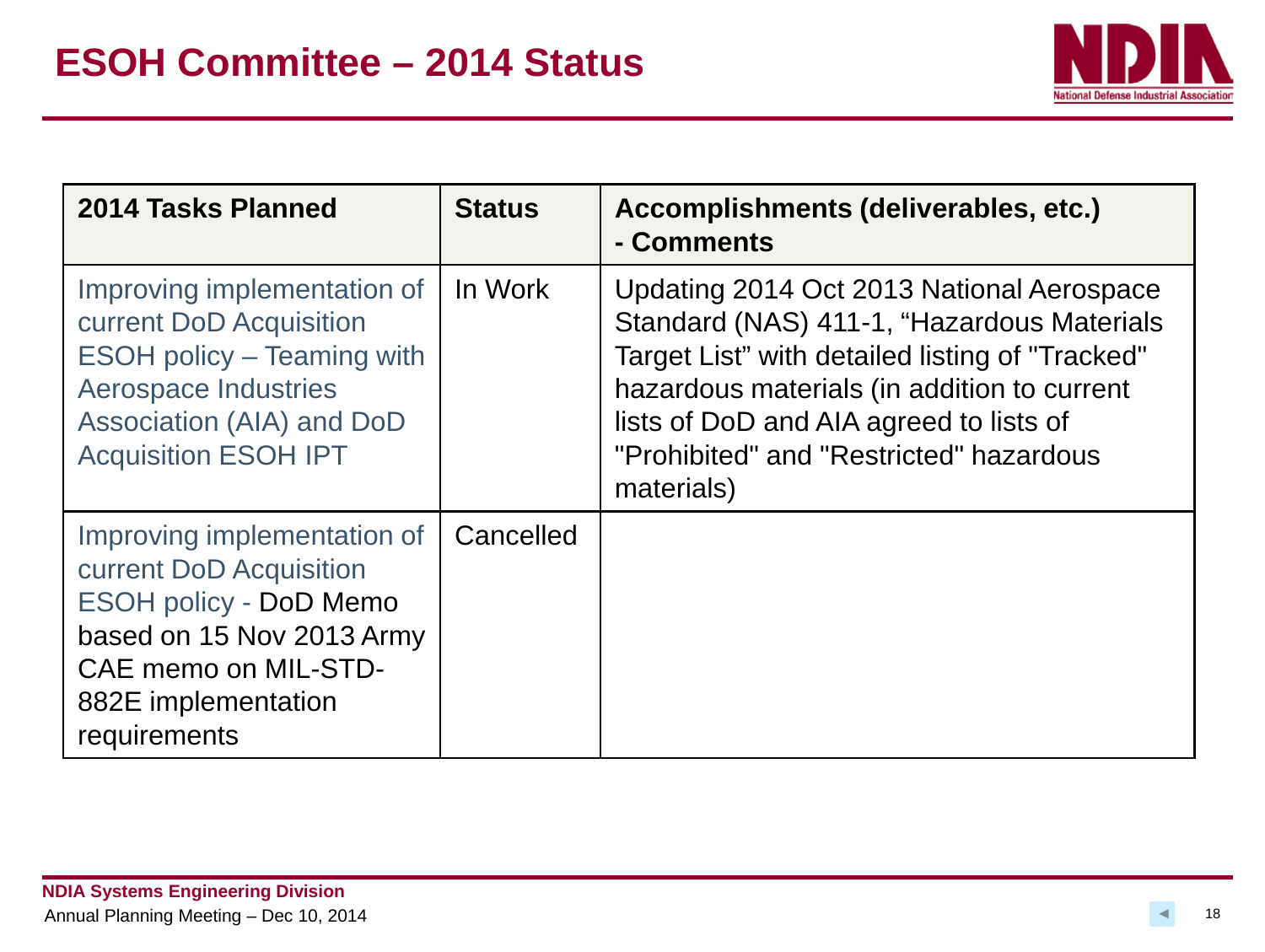# ESOH Committee – 2014 Status

| 2014 Tasks Planned | Status | Accomplishments (deliverables, etc.) - Comments |
|---|---|---|
| Improving implementation of current DoD Acquisition ESOH policy – Teaming with Aerospace Industries Association (AIA) and DoD Acquisition ESOH IPT | In Work | Updating 2014 Oct 2013 National Aerospace Standard (NAS) 411-1, "Hazardous Materials Target List" with detailed listing of "Tracked" hazardous materials (in addition to current lists of DoD and AIA agreed to lists of "Prohibited" and "Restricted" hazardous materials) |
| Improving implementation of current DoD Acquisition ESOH policy - DoD Memo based on 15 Nov 2013 Army CAE memo on MIL-STD-882E implementation requirements | Cancelled | |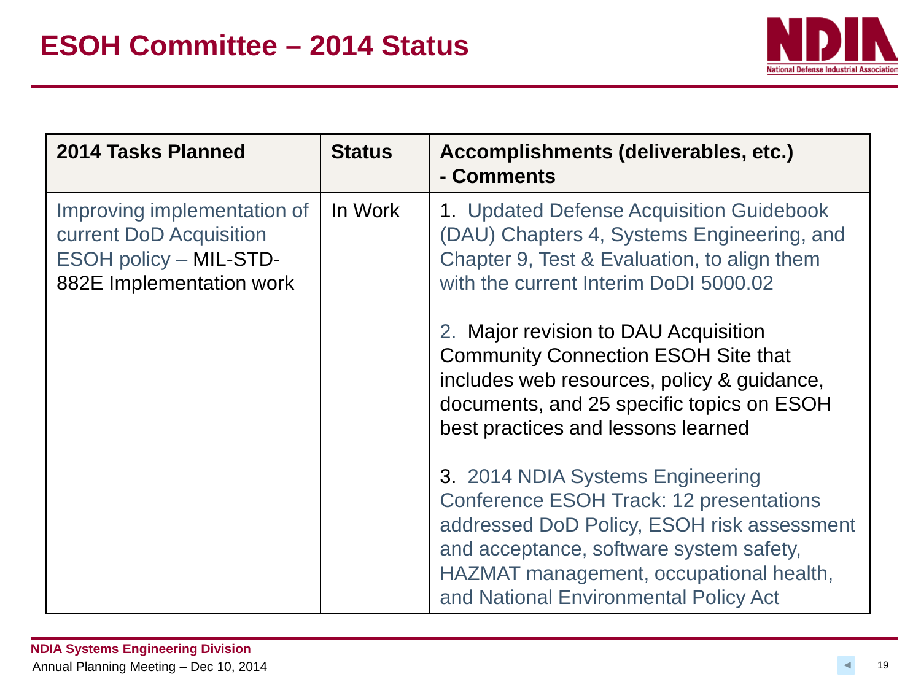# ESOH Committee – 2014 Status

| 2014 Tasks Planned | Status | Accomplishments (deliverables, etc.) - Comments |
|---|---|---|
| Improving implementation of current DoD Acquisition ESOH policy – MIL-STD-882E Implementation work | In Work | 1. Updated Defense Acquisition Guidebook (DAU) Chapters 4, Systems Engineering, and Chapter 9, Test & Evaluation, to align them with the current Interim DoDI 5000.02<br><br>2. Major revision to DAU Acquisition Community Connection ESOH Site that includes web resources, policy & guidance, documents, and 25 specific topics on ESOH best practices and lessons learned<br><br>3. 2014 NDIA Systems Engineering Conference ESOH Track: 12 presentations addressed DoD Policy, ESOH risk assessment and acceptance, software system safety, HAZMAT management, occupational health, and National Environmental Policy Act |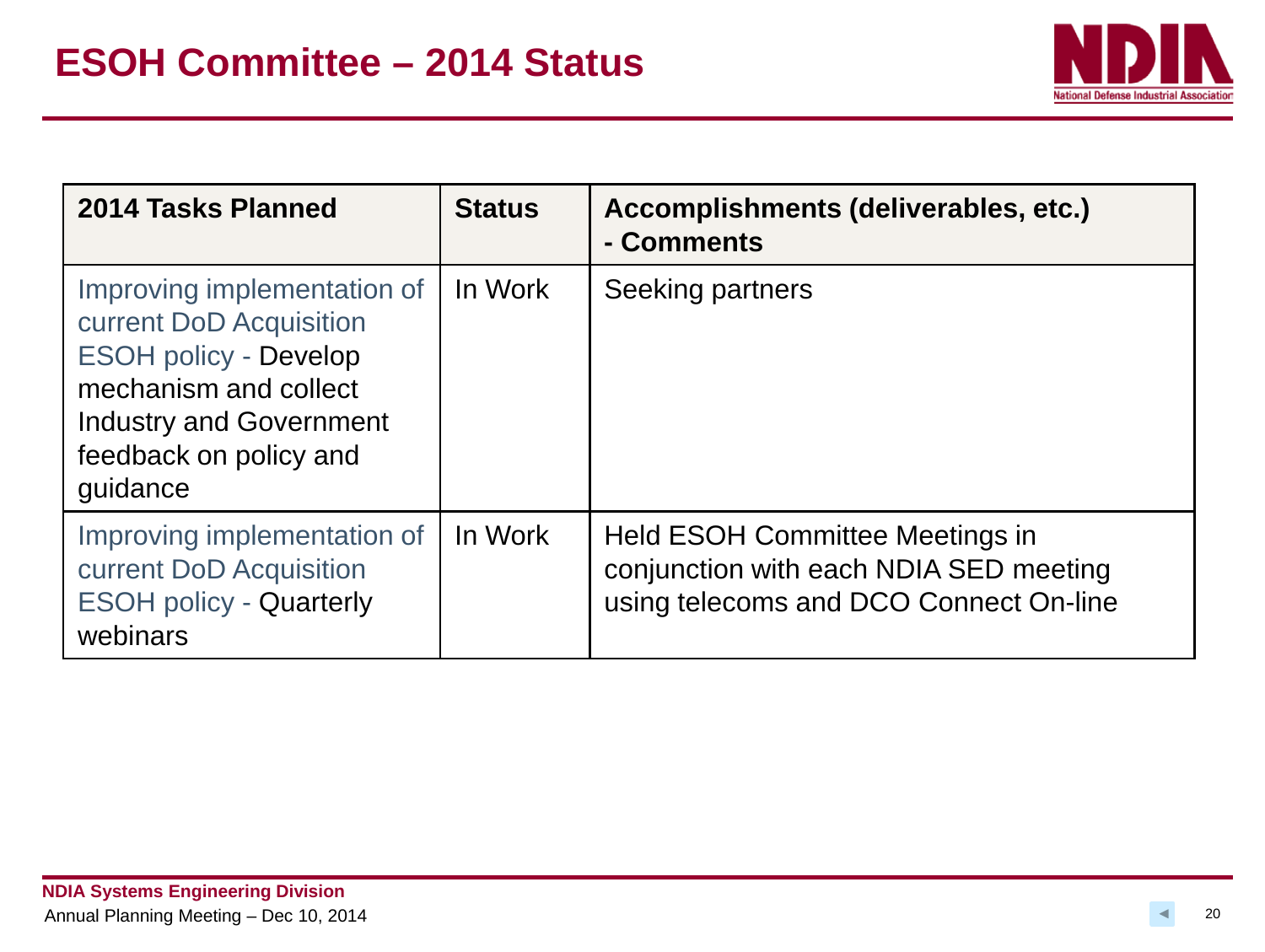# ESOH Committee – 2014 Status

| 2014 Tasks Planned | Status | Accomplishments (deliverables, etc.) - Comments |
|---|---|---|
| Improving implementation of current DoD Acquisition ESOH policy - Develop mechanism and collect Industry and Government feedback on policy and guidance | In Work | Seeking partners |
| Improving implementation of current DoD Acquisition ESOH policy - Quarterly webinars | In Work | Held ESOH Committee Meetings in conjunction with each NDIA SED meeting using telecoms and DCO Connect On-line |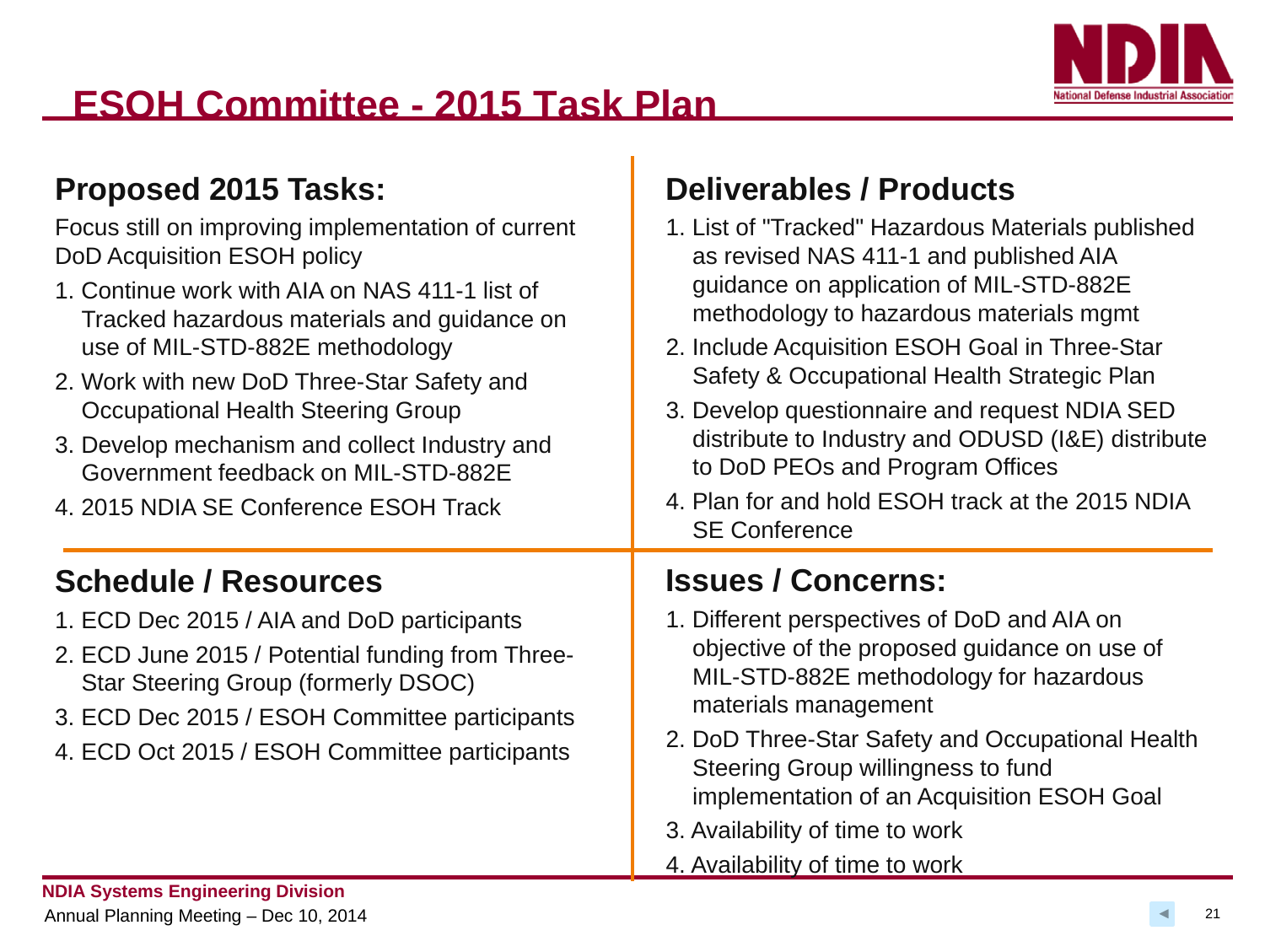# ESOH Committee - 2015 Task Plan

## Proposed 2015 Tasks:

Focus still on improving implementation of current DoD Acquisition ESOH policy

1. Continue work with AIA on NAS 411-1 list of Tracked hazardous materials and guidance on use of MIL-STD-882E methodology
2. Work with new DoD Three-Star Safety and Occupational Health Steering Group
3. Develop mechanism and collect Industry and Government feedback on MIL-STD-882E
4. 2015 NDIA SE Conference ESOH Track

## Deliverables / Products

1. List of "Tracked" Hazardous Materials published as revised NAS 411-1 and published AIA guidance on application of MIL-STD-882E methodology to hazardous materials mgmt
2. Include Acquisition ESOH Goal in Three-Star Safety & Occupational Health Strategic Plan
3. Develop questionnaire and request NDIA SED distribute to Industry and ODUSD (I&E) distribute to DoD PEOs and Program Offices
4. Plan for and hold ESOH track at the 2015 NDIA SE Conference

## Schedule / Resources

1. ECD Dec 2015 / AIA and DoD participants
2. ECD June 2015 / Potential funding from Three-Star Steering Group (formerly DSOC)
3. ECD Dec 2015 / ESOH Committee participants
4. ECD Oct 2015 / ESOH Committee participants

## Issues / Concerns:

1. Different perspectives of DoD and AIA on objective of the proposed guidance on use of MIL-STD-882E methodology for hazardous materials management
2. DoD Three-Star Safety and Occupational Health Steering Group willingness to fund implementation of an Acquisition ESOH Goal
3. Availability of time to work
4. Availability of time to work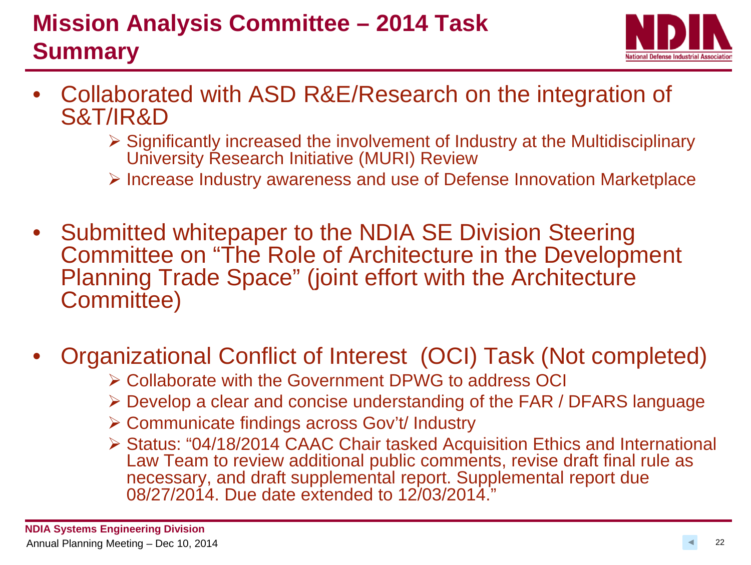# Mission Analysis Committee – 2014 Task Summary

- Collaborated with ASD R&E/Research on the integration of S&T/IR&D
  - Significantly increased the involvement of Industry at the Multidisciplinary University Research Initiative (MURI) Review
  - Increase Industry awareness and use of Defense Innovation Marketplace

- Submitted whitepaper to the NDIA SE Division Steering Committee on "The Role of Architecture in the Development Planning Trade Space" (joint effort with the Architecture Committee)

- Organizational Conflict of Interest (OCI) Task (Not completed)
  - Collaborate with the Government DPWG to address OCI
  - Develop a clear and concise understanding of the FAR / DFARS language
  - Communicate findings across Gov't/ Industry
  - Status: "04/18/2014 CAAC Chair tasked Acquisition Ethics and International Law Team to review additional public comments, revise draft final rule as necessary, and draft supplemental report. Supplemental report due 08/27/2014. Due date extended to 12/03/2014."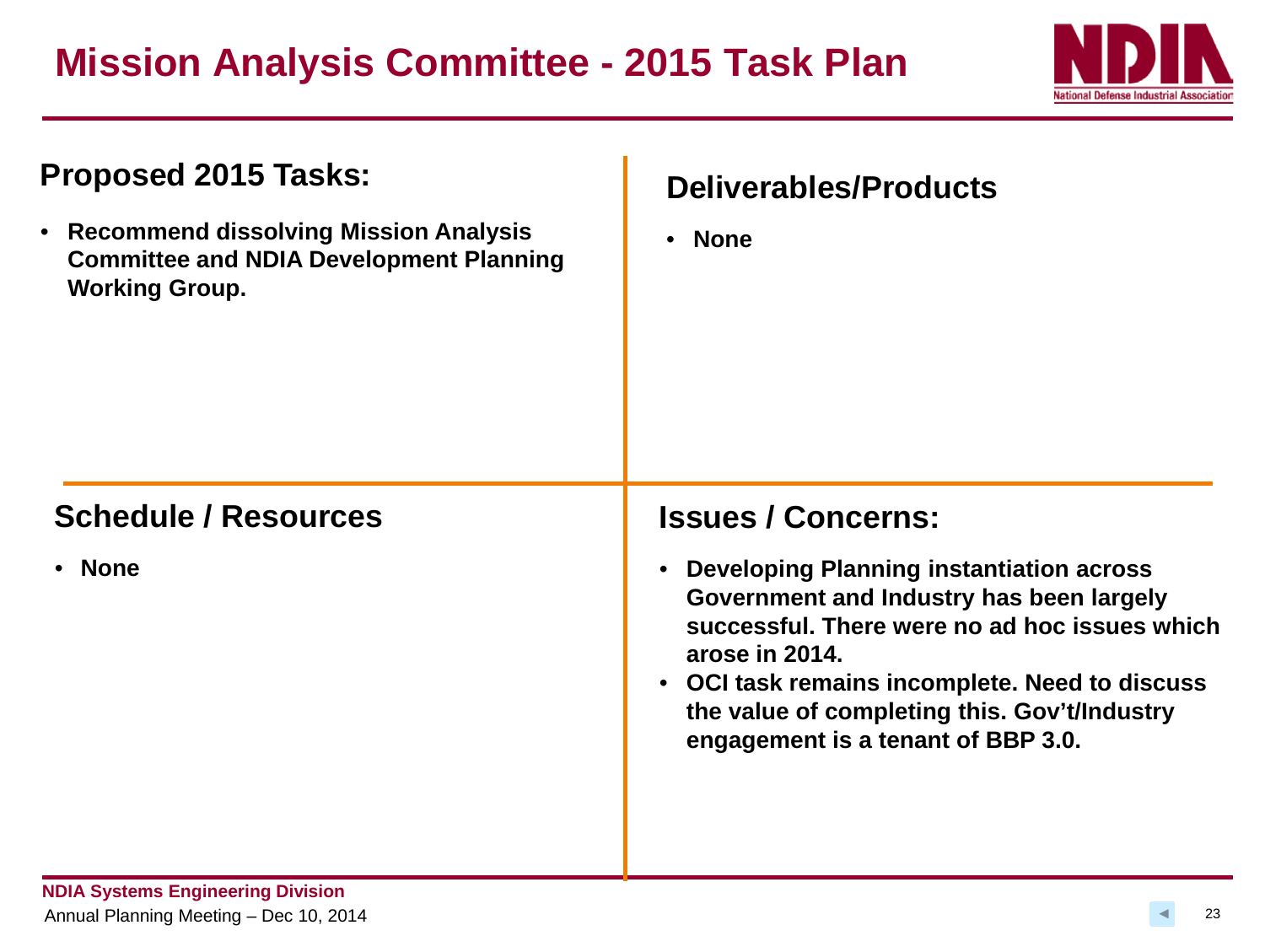# Mission Analysis Committee - 2015 Task Plan

## Proposed 2015 Tasks:

- **Recommend dissolving Mission Analysis Committee and NDIA Development Planning Working Group.**

## Deliverables/Products

- **None**

## Schedule / Resources

- **None**

## Issues / Concerns:

- **Developing Planning instantiation across Government and Industry has been largely successful. There were no ad hoc issues which arose in 2014.**
- **OCI task remains incomplete. Need to discuss the value of completing this. Gov't/Industry engagement is a tenant of BBP 3.0.**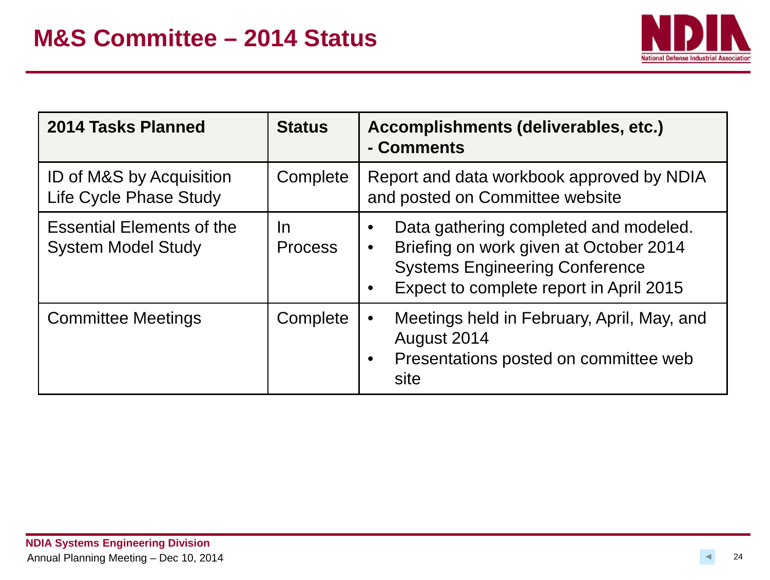# M&S Committee – 2014 Status

| 2014 Tasks Planned | Status | Accomplishments (deliverables, etc.) - Comments |
| --- | --- | --- |
| ID of M&S by Acquisition Life Cycle Phase Study | Complete | Report and data workbook approved by NDIA and posted on Committee website |
| Essential Elements of the System Model Study | In Process | • Data gathering completed and modeled.<br>• Briefing on work given at October 2014 Systems Engineering Conference<br>• Expect to complete report in April 2015 |
| Committee Meetings | Complete | • Meetings held in February, April, May, and August 2014<br>• Presentations posted on committee web site |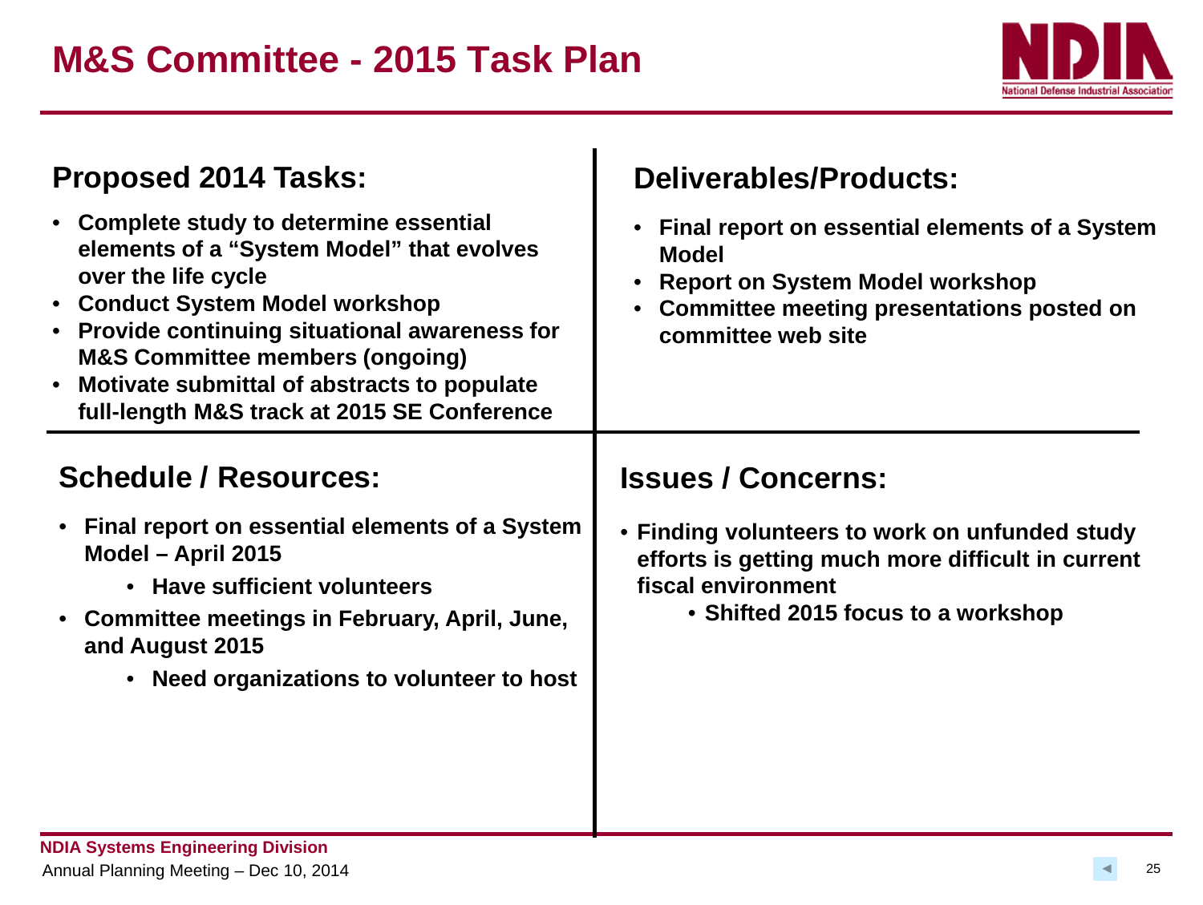# M&S Committee - 2015 Task Plan

## Proposed 2014 Tasks:

- **Complete study to determine essential elements of a "System Model" that evolves over the life cycle**
- **Conduct System Model workshop**
- **Provide continuing situational awareness for M&S Committee members (ongoing)**
- **Motivate submittal of abstracts to populate full-length M&S track at 2015 SE Conference**

## Deliverables/Products:

- **Final report on essential elements of a System Model**
- **Report on System Model workshop**
- **Committee meeting presentations posted on committee web site**

## Schedule / Resources:

- **Final report on essential elements of a System Model – April 2015**
  - **Have sufficient volunteers**
- **Committee meetings in February, April, June, and August 2015**
  - **Need organizations to volunteer to host**

## Issues / Concerns:

- **Finding volunteers to work on unfunded study efforts is getting much more difficult in current fiscal environment**
  - **Shifted 2015 focus to a workshop**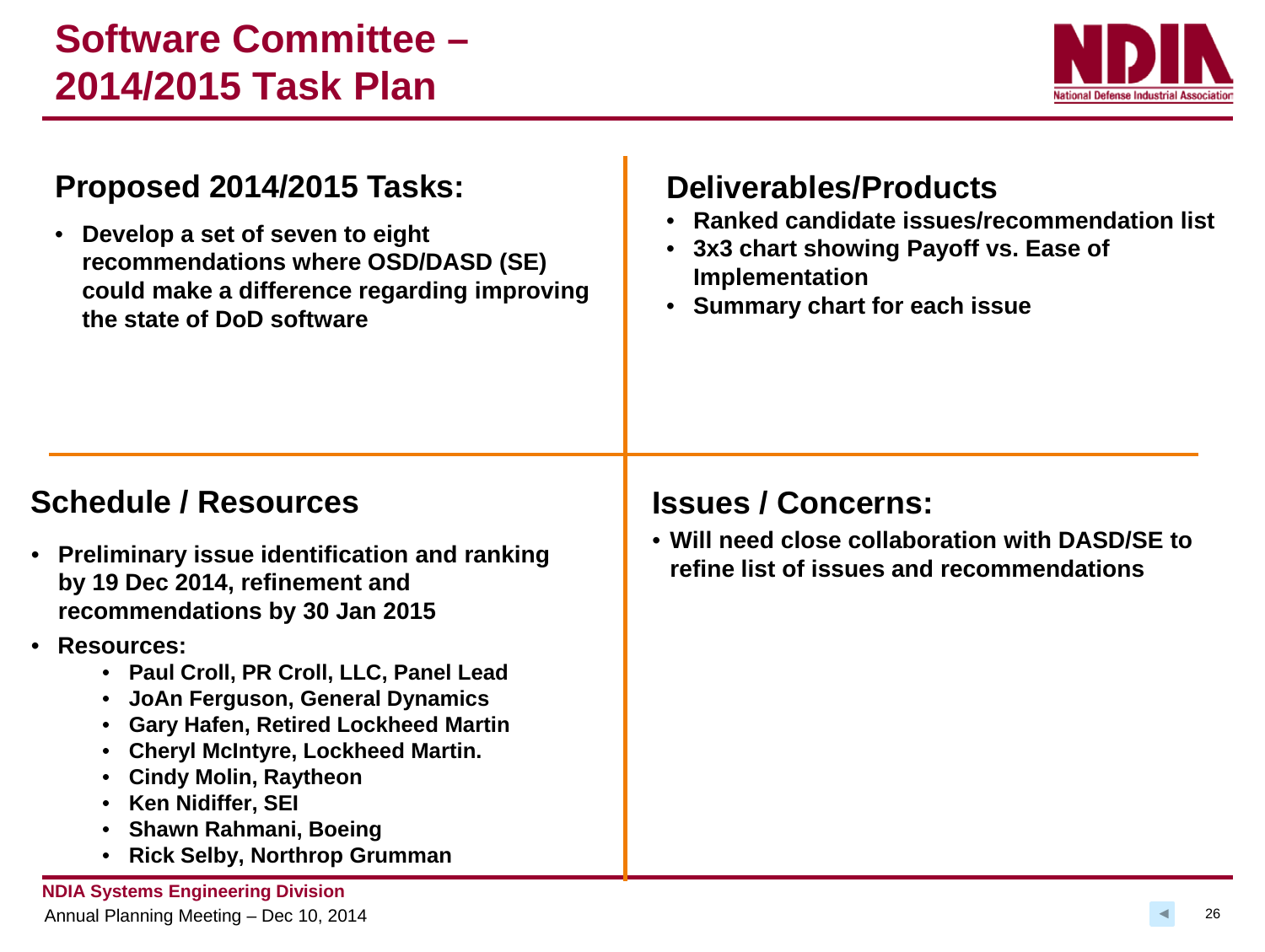# Software Committee – 2014/2015 Task Plan

## Proposed 2014/2015 Tasks:

- **Develop a set of seven to eight recommendations where OSD/DASD (SE) could make a difference regarding improving the state of DoD software**

## Deliverables/Products

- **Ranked candidate issues/recommendation list**
- **3x3 chart showing Payoff vs. Ease of Implementation**
- **Summary chart for each issue**

## Schedule / Resources

- **Preliminary issue identification and ranking by 19 Dec 2014, refinement and recommendations by 30 Jan 2015**
- **Resources:**
  - **Paul Croll, PR Croll, LLC, Panel Lead**
  - **JoAn Ferguson, General Dynamics**
  - **Gary Hafen, Retired Lockheed Martin**
  - **Cheryl McIntyre, Lockheed Martin.**
  - **Cindy Molin, Raytheon**
  - **Ken Nidiffer, SEI**
  - **Shawn Rahmani, Boeing**
  - **Rick Selby, Northrop Grumman**

## Issues / Concerns:

- **Will need close collaboration with DASD/SE to refine list of issues and recommendations**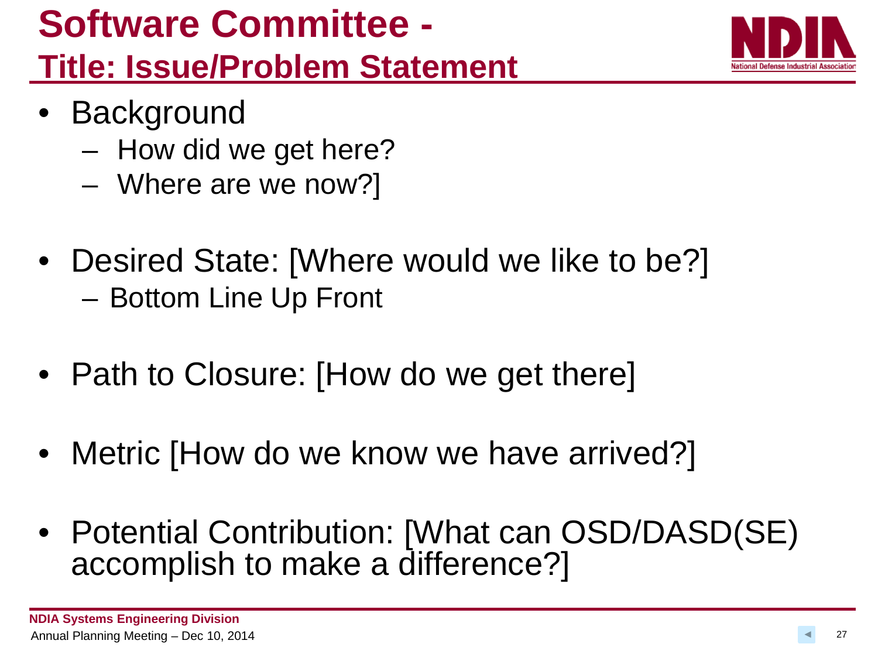# Software Committee -

## Title: Issue/Problem Statement

- Background
  - How did we get here?
  - Where are we now?]

- Desired State: [Where would we like to be?]
  - Bottom Line Up Front

- Path to Closure: [How do we get there]

- Metric [How do we know we have arrived?]

- Potential Contribution: [What can OSD/DASD(SE) accomplish to make a difference?]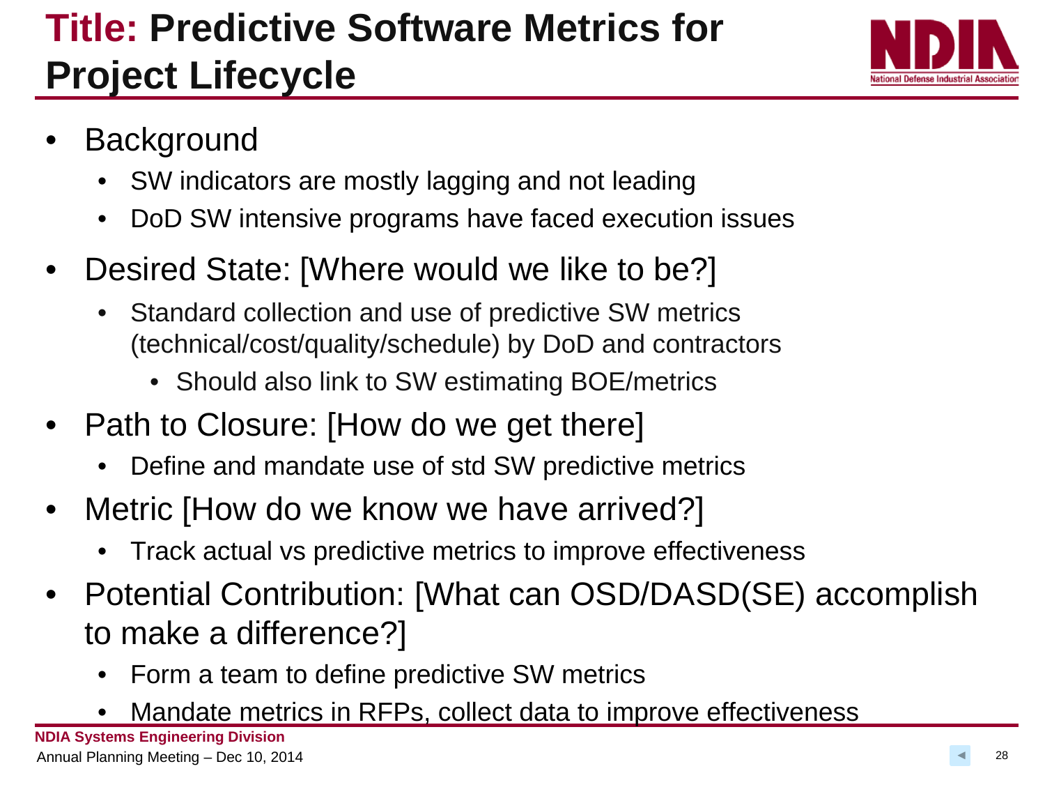# Title: Predictive Software Metrics for Project Lifecycle

- Background
  - SW indicators are mostly lagging and not leading
  - DoD SW intensive programs have faced execution issues
- Desired State: [Where would we like to be?]
  - Standard collection and use of predictive SW metrics (technical/cost/quality/schedule) by DoD and contractors
    - Should also link to SW estimating BOE/metrics
- Path to Closure: [How do we get there]
  - Define and mandate use of std SW predictive metrics
- Metric [How do we know we have arrived?]
  - Track actual vs predictive metrics to improve effectiveness
- Potential Contribution: [What can OSD/DASD(SE) accomplish to make a difference?]
  - Form a team to define predictive SW metrics
  - Mandate metrics in RFPs, collect data to improve effectiveness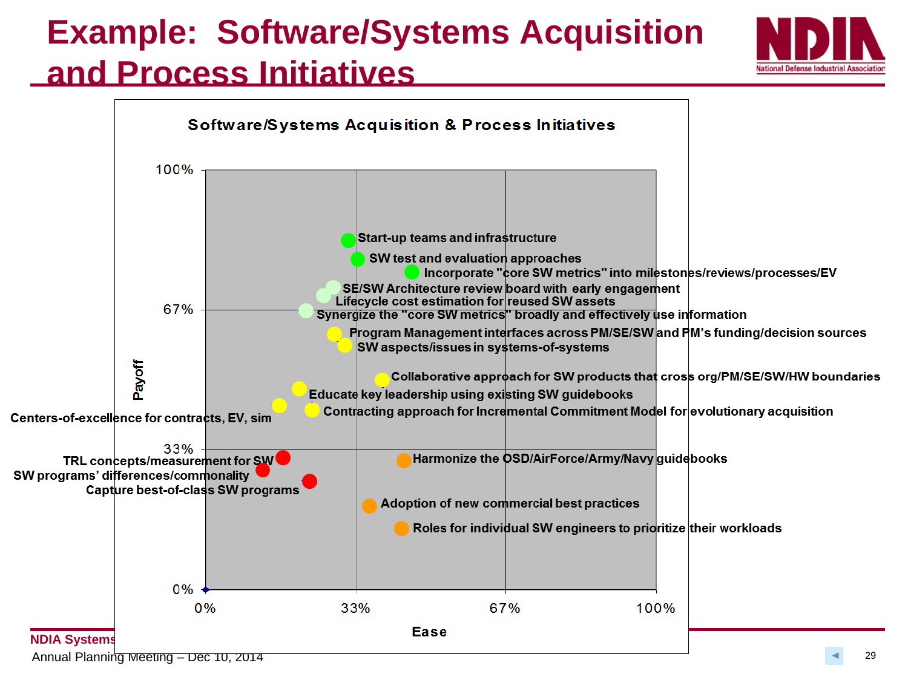# Example: Software/Systems Acquisition and Process Initiatives

**Software/Systems Acquisition & Process Initiatives**

Payoff (y-axis: 0%, 33%, 67%, 100%) vs. Ease (x-axis: 0%, 33%, 67%, 100%)

- Start-up teams and infrastructure
- SW test and evaluation approaches
- Incorporate "core SW metrics" into milestones/reviews/processes/EV
- SE/SW Architecture review board with early engagement
- Lifecycle cost estimation for reused SW assets
- Synergize the "core SW metrics" broadly and effectively use information
- Program Management interfaces across PM/SE/SW and PM's funding/decision sources
- SW aspects/issues in systems-of-systems
- Collaborative approach for SW products that cross org/PM/SE/SW/HW boundaries
- Educate key leadership using existing SW guidebooks
- Centers-of-excellence for contracts, EV, sim
- Contracting approach for Incremental Commitment Model for evolutionary acquisition
- TRL concepts/measurement for SW
- SW programs' differences/commonality
- Capture best-of-class SW programs
- Harmonize the OSD/AirForce/Army/Navy guidebooks
- Adoption of new commercial best practices
- Roles for individual SW engineers to prioritize their workloads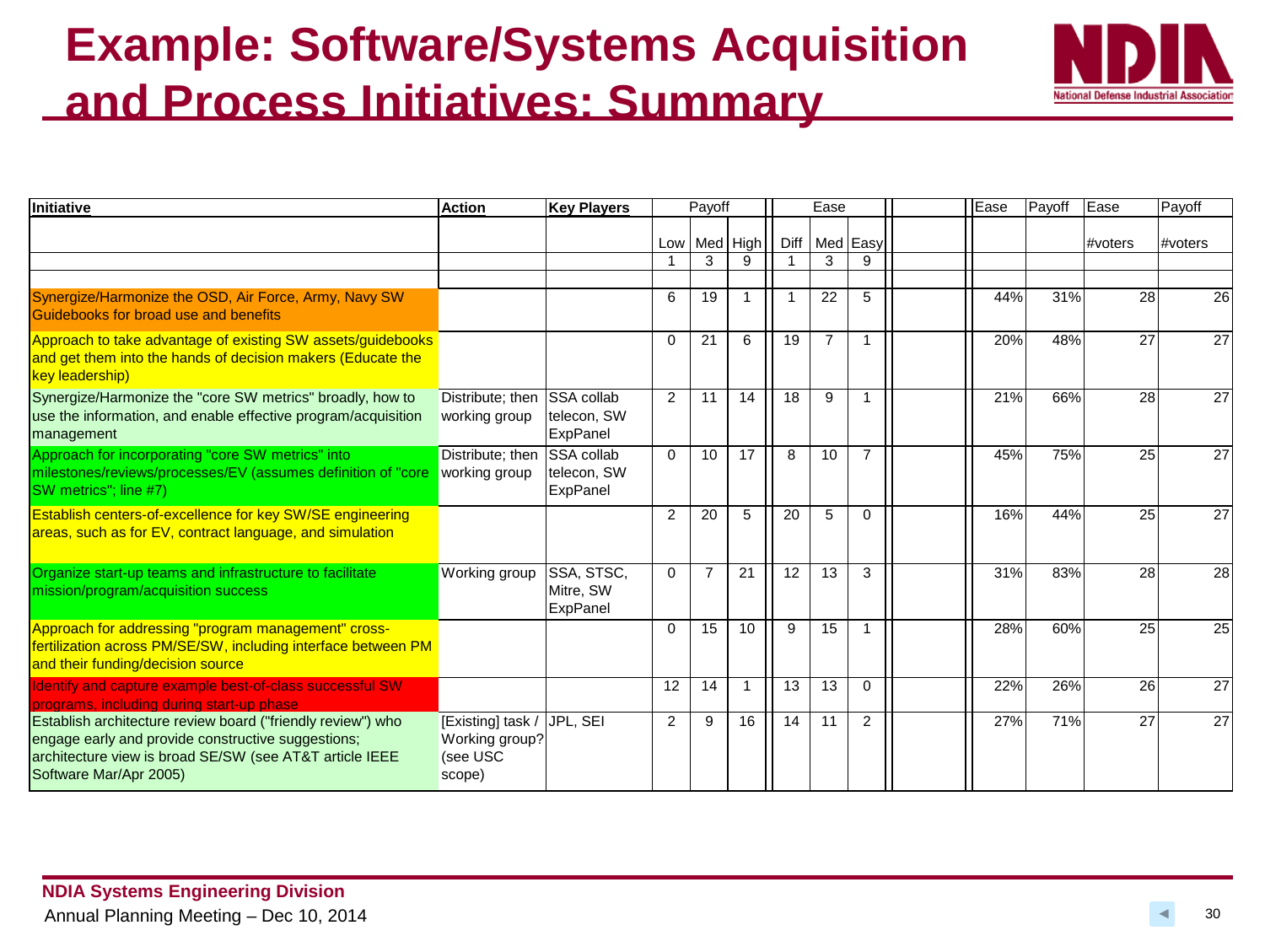# Example: Software/Systems Acquisition and Process Initiatives: Summary

| Initiative | Action | Key Players | Payoff | | | Ease | | | | Ease | Payoff | Ease | Payoff |
|---|---|---|---|---|---|---|---|---|---|---|---|---|---|
| | | | Low | Med | High | Diff | Med | Easy | | | | #voters | #voters |
| | | | 1 | 3 | 9 | 1 | 3 | 9 | | | | | |
| Synergize/Harmonize the OSD, Air Force, Army, Navy SW Guidebooks for broad use and benefits | | | 6 | 19 | 1 | 1 | 22 | 5 | | 44% | 31% | 28 | 26 |
| Approach to take advantage of existing SW assets/guidebooks and get them into the hands of decision makers (Educate the key leadership) | | | 0 | 21 | 6 | 19 | 7 | 1 | | 20% | 48% | 27 | 27 |
| Synergize/Harmonize the "core SW metrics" broadly, how to use the information, and enable effective program/acquisition management | Distribute; then working group | SSA collab telecon, SW ExpPanel | 2 | 11 | 14 | 18 | 9 | 1 | | 21% | 66% | 28 | 27 |
| Approach for incorporating "core SW metrics" into milestones/reviews/processes/EV (assumes definition of "core SW metrics"; line #7) | Distribute; then working group | SSA collab telecon, SW ExpPanel | 0 | 10 | 17 | 8 | 10 | 7 | | 45% | 75% | 25 | 27 |
| Establish centers-of-excellence for key SW/SE engineering areas, such as for EV, contract language, and simulation | | | 2 | 20 | 5 | 20 | 5 | 0 | | 16% | 44% | 25 | 27 |
| Organize start-up teams and infrastructure to facilitate mission/program/acquisition success | Working group | SSA, STSC, Mitre, SW ExpPanel | 0 | 7 | 21 | 12 | 13 | 3 | | 31% | 83% | 28 | 28 |
| Approach for addressing "program management" cross-fertilization across PM/SE/SW, including interface between PM and their funding/decision source | | | 0 | 15 | 10 | 9 | 15 | 1 | | 28% | 60% | 25 | 25 |
| Identify and capture example best-of-class successful SW programs, including during start-up phase | | | 12 | 14 | 1 | 13 | 13 | 0 | | 22% | 26% | 26 | 27 |
| Establish architecture review board ("friendly review") who engage early and provide constructive suggestions; architecture view is broad SE/SW (see AT&T article IEEE Software Mar/Apr 2005) | [Existing] task / Working group? (see USC scope) | JPL, SEI | 2 | 9 | 16 | 14 | 11 | 2 | | 27% | 71% | 27 | 27 |

NDIA Systems Engineering Division

Annual Planning Meeting – Dec 10, 2014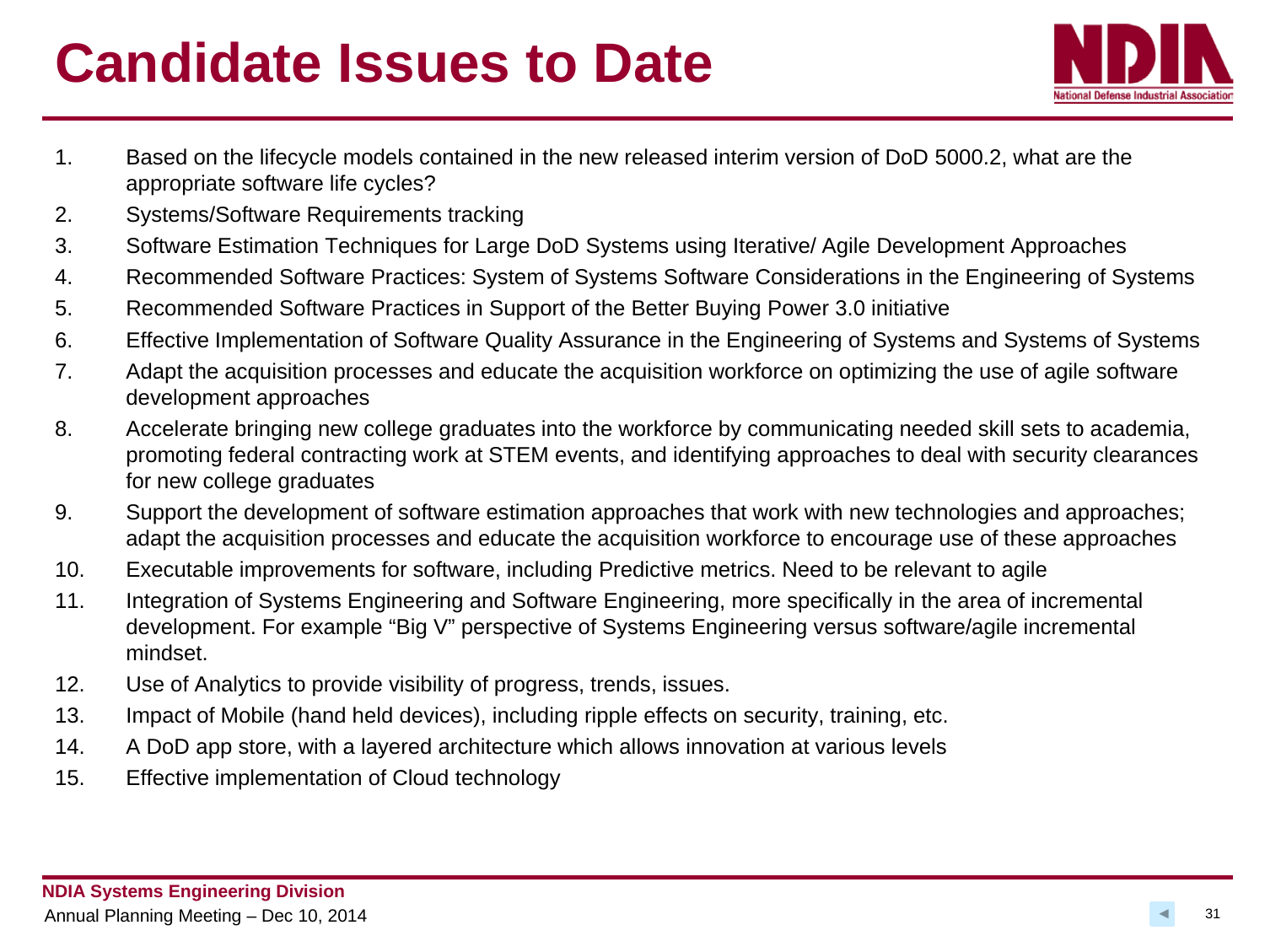# Candidate Issues to Date

1. Based on the lifecycle models contained in the new released interim version of DoD 5000.2, what are the appropriate software life cycles?
2. Systems/Software Requirements tracking
3. Software Estimation Techniques for Large DoD Systems using Iterative/ Agile Development Approaches
4. Recommended Software Practices: System of Systems Software Considerations in the Engineering of Systems
5. Recommended Software Practices in Support of the Better Buying Power 3.0 initiative
6. Effective Implementation of Software Quality Assurance in the Engineering of Systems and Systems of Systems
7. Adapt the acquisition processes and educate the acquisition workforce on optimizing the use of agile software development approaches
8. Accelerate bringing new college graduates into the workforce by communicating needed skill sets to academia, promoting federal contracting work at STEM events, and identifying approaches to deal with security clearances for new college graduates
9. Support the development of software estimation approaches that work with new technologies and approaches; adapt the acquisition processes and educate the acquisition workforce to encourage use of these approaches
10. Executable improvements for software, including Predictive metrics. Need to be relevant to agile
11. Integration of Systems Engineering and Software Engineering, more specifically in the area of incremental development. For example "Big V" perspective of Systems Engineering versus software/agile incremental mindset.
12. Use of Analytics to provide visibility of progress, trends, issues.
13. Impact of Mobile (hand held devices), including ripple effects on security, training, etc.
14. A DoD app store, with a layered architecture which allows innovation at various levels
15. Effective implementation of Cloud technology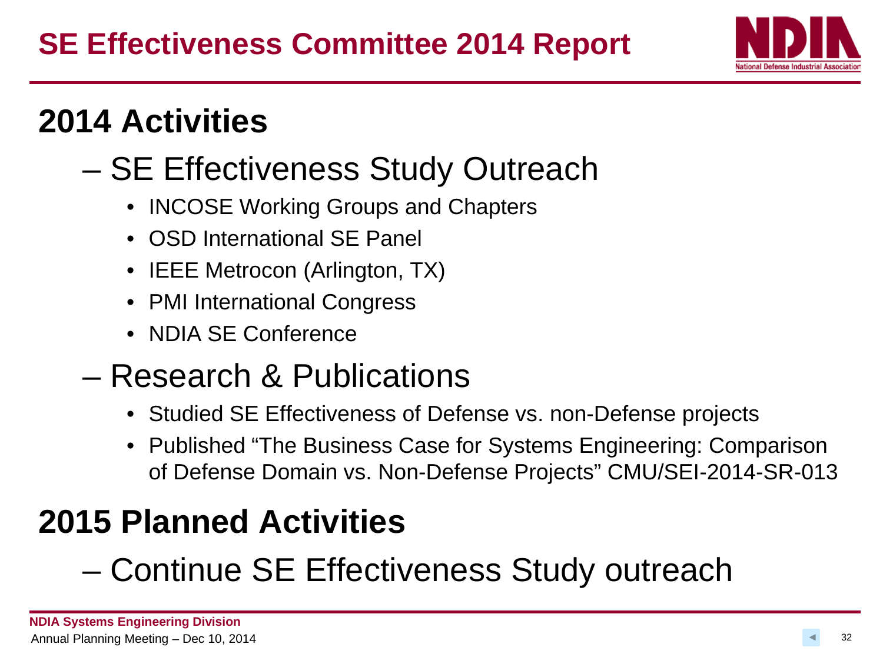# SE Effectiveness Committee 2014 Report

## 2014 Activities

- SE Effectiveness Study Outreach
  - INCOSE Working Groups and Chapters
  - OSD International SE Panel
  - IEEE Metrocon (Arlington, TX)
  - PMI International Congress
  - NDIA SE Conference
- Research & Publications
  - Studied SE Effectiveness of Defense vs. non-Defense projects
  - Published "The Business Case for Systems Engineering: Comparison of Defense Domain vs. Non-Defense Projects" CMU/SEI-2014-SR-013

## 2015 Planned Activities

- Continue SE Effectiveness Study outreach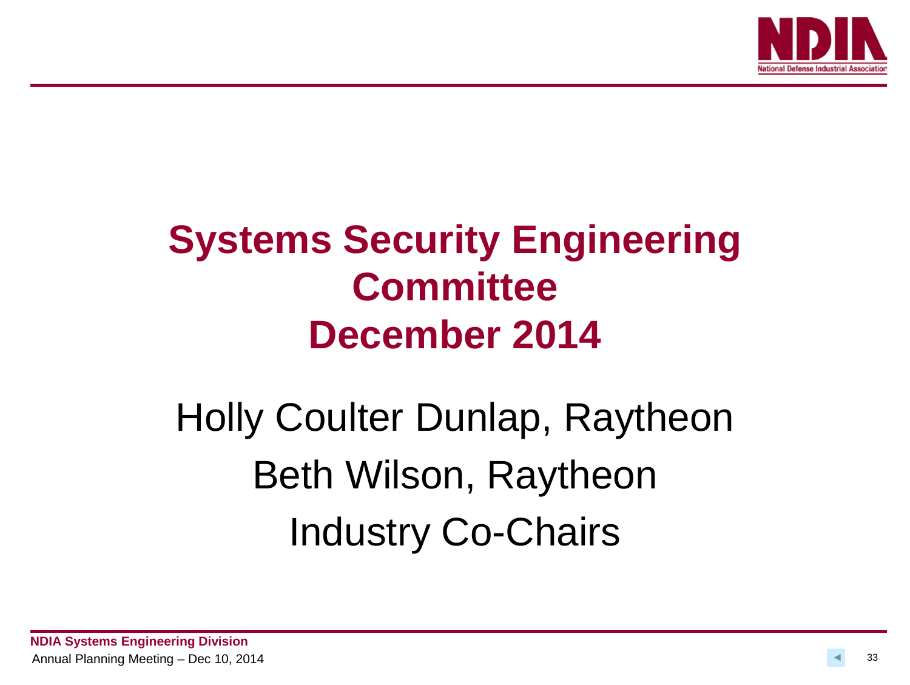# Systems Security Engineering Committee December 2014

Holly Coulter Dunlap, Raytheon

Beth Wilson, Raytheon

Industry Co-Chairs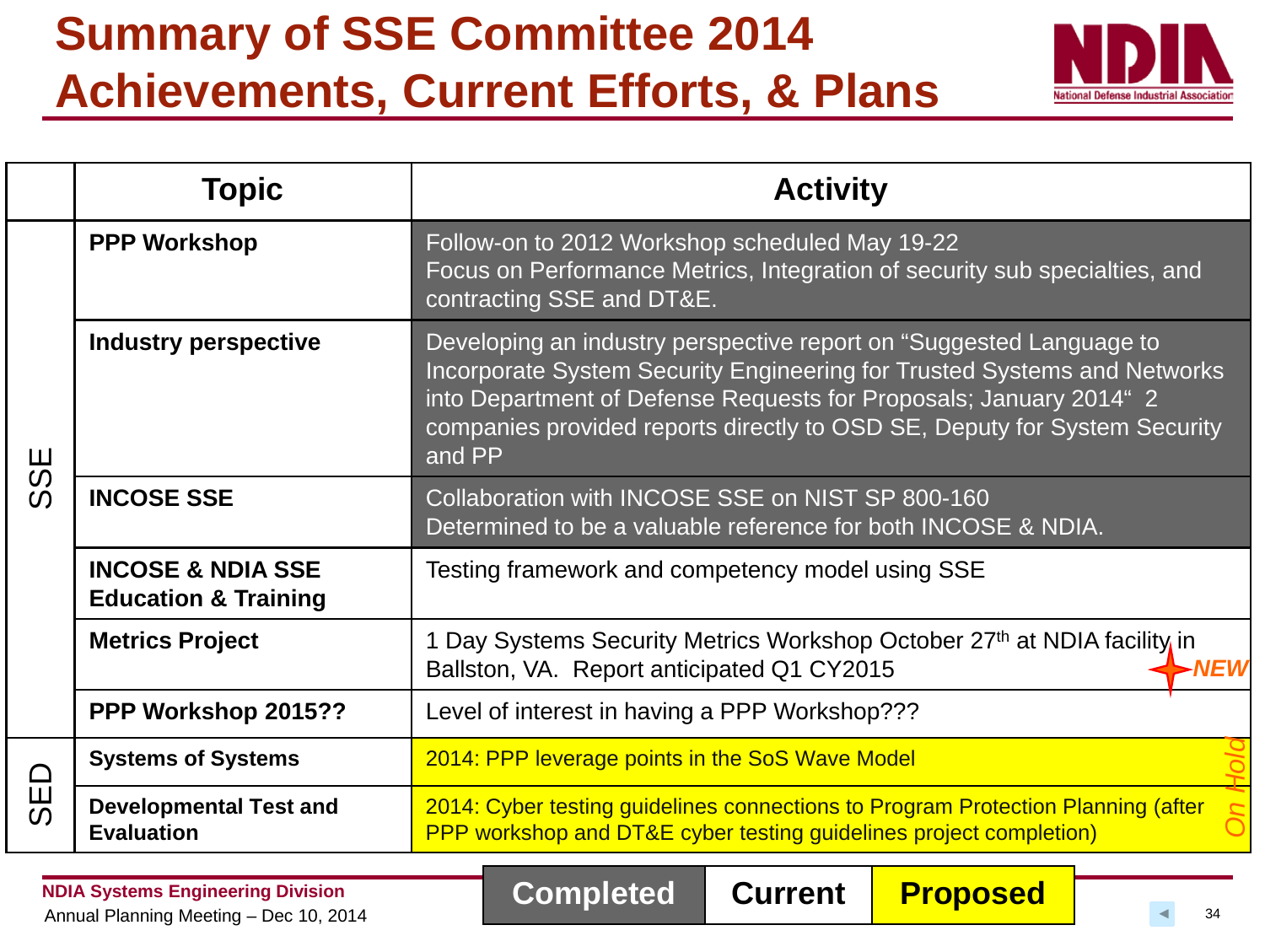# Summary of SSE Committee 2014 Achievements, Current Efforts, & Plans

| | Topic | Activity |
|---|---|---|
| SSE | **PPP Workshop** | Follow-on to 2012 Workshop scheduled May 19-22<br>Focus on Performance Metrics, Integration of security sub specialties, and contracting SSE and DT&E. |
| | **Industry perspective** | Developing an industry perspective report on "Suggested Language to Incorporate System Security Engineering for Trusted Systems and Networks into Department of Defense Requests for Proposals; January 2014" 2 companies provided reports directly to OSD SE, Deputy for System Security and PP |
| | **INCOSE SSE** | Collaboration with INCOSE SSE on NIST SP 800-160<br>Determined to be a valuable reference for both INCOSE & NDIA. |
| | **INCOSE & NDIA SSE Education & Training** | Testing framework and competency model using SSE |
| | **Metrics Project** | 1 Day Systems Security Metrics Workshop October 27th at NDIA facility in Ballston, VA. Report anticipated Q1 CY2015 *NEW* |
| | **PPP Workshop 2015??** | Level of interest in having a PPP Workshop??? |
| SED | **Systems of Systems** | 2014: PPP leverage points in the SoS Wave Model *On Hold* |
| | **Developmental Test and Evaluation** | 2014: Cyber testing guidelines connections to Program Protection Planning (after PPP workshop and DT&E cyber testing guidelines project completion) *On Hold* |

Legend: Completed | Current | Proposed

NDIA Systems Engineering Division
Annual Planning Meeting – Dec 10, 2014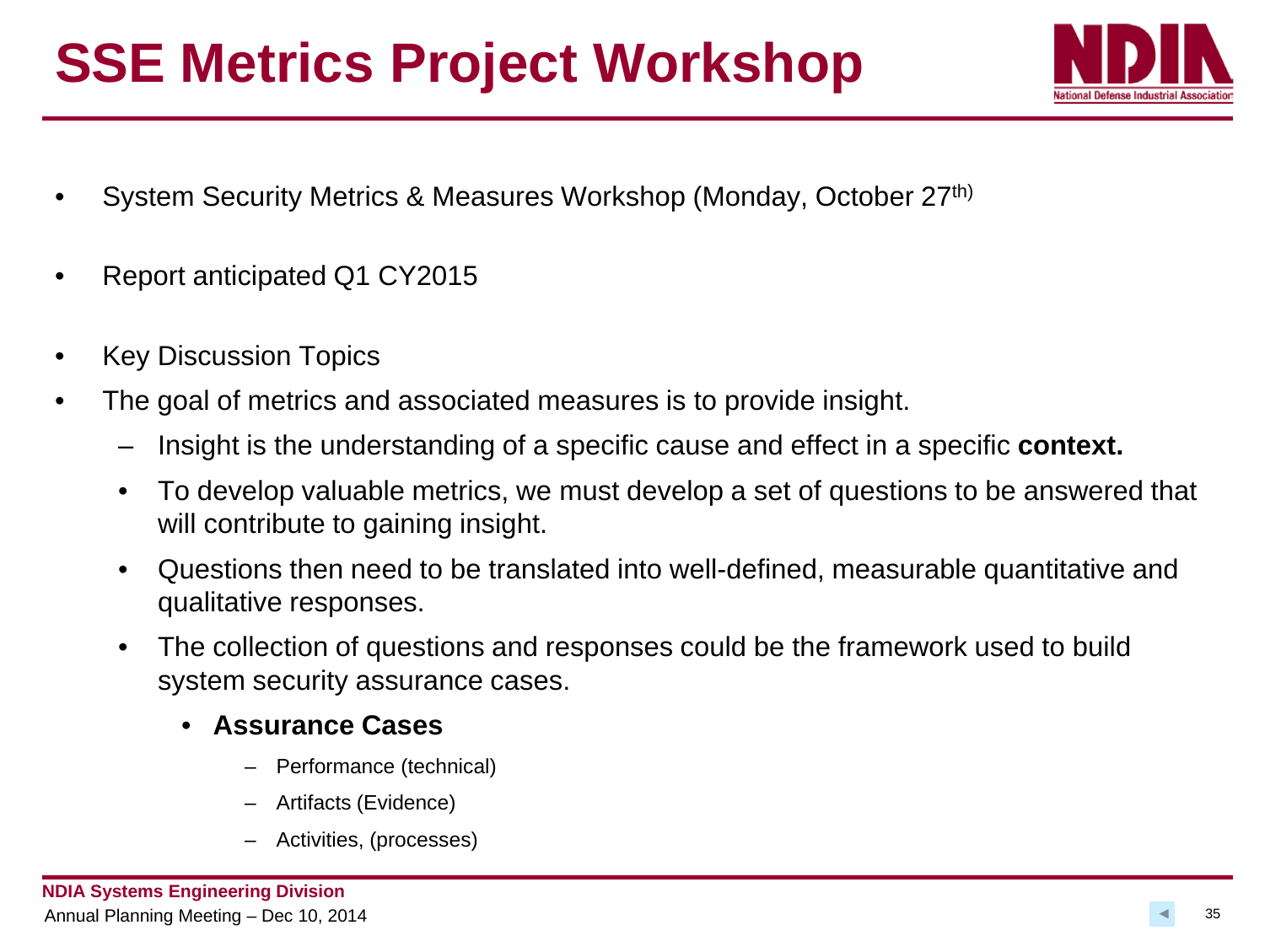# SSE Metrics Project Workshop

- System Security Metrics & Measures Workshop (Monday, October 27th)
- Report anticipated Q1 CY2015
- Key Discussion Topics
- The goal of metrics and associated measures is to provide insight.
  - Insight is the understanding of a specific cause and effect in a specific **context.**
  - To develop valuable metrics, we must develop a set of questions to be answered that will contribute to gaining insight.
  - Questions then need to be translated into well-defined, measurable quantitative and qualitative responses.
  - The collection of questions and responses could be the framework used to build system security assurance cases.
    - **Assurance Cases**
      - Performance (technical)
      - Artifacts (Evidence)
      - Activities, (processes)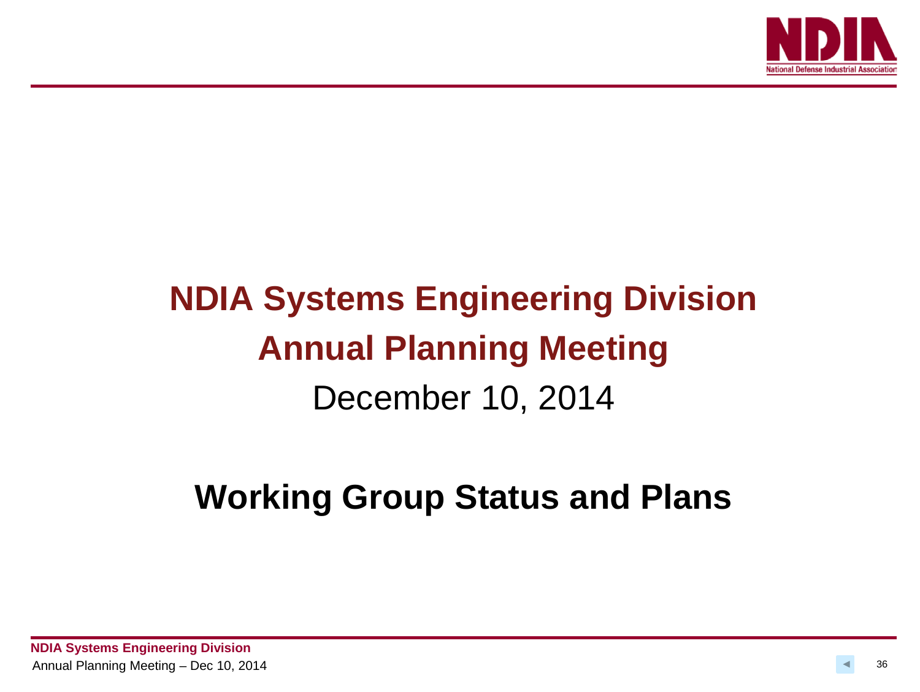# NDIA Systems Engineering Division

# Annual Planning Meeting

December 10, 2014

## Working Group Status and Plans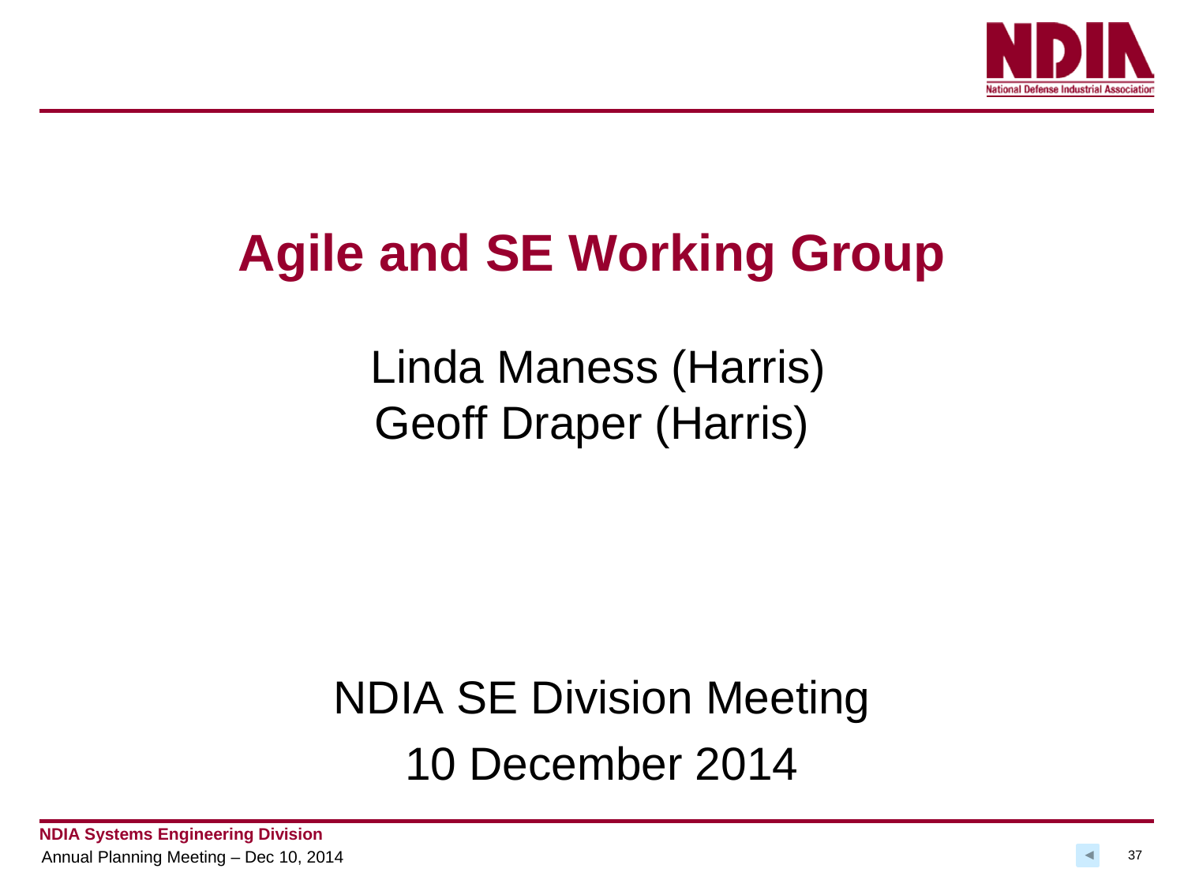# Agile and SE Working Group

Linda Maness (Harris)
Geoff Draper (Harris)

NDIA SE Division Meeting
10 December 2014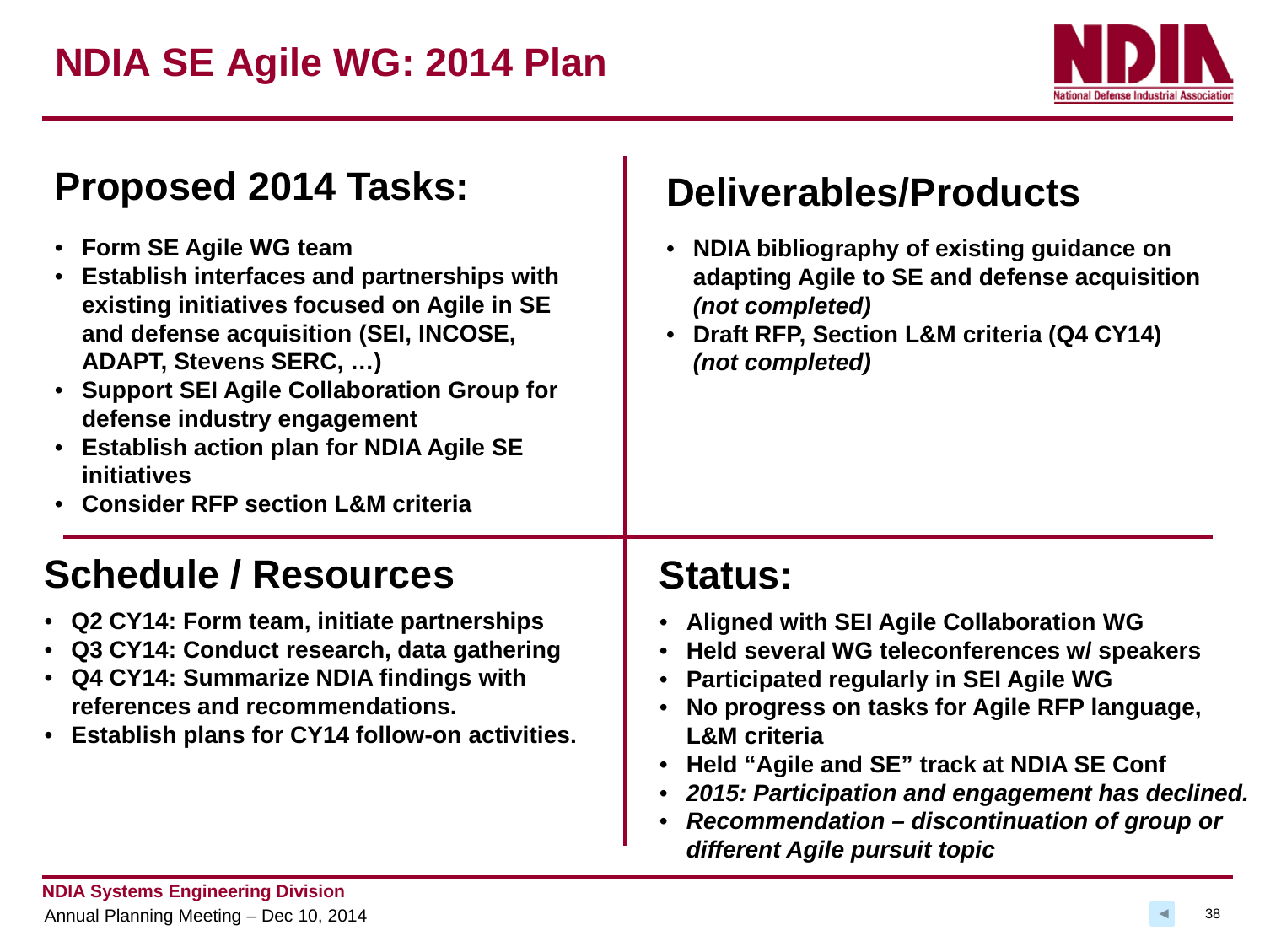# NDIA SE Agile WG: 2014 Plan

## Proposed 2014 Tasks:

- **Form SE Agile WG team**
- **Establish interfaces and partnerships with existing initiatives focused on Agile in SE and defense acquisition (SEI, INCOSE, ADAPT, Stevens SERC, …)**
- **Support SEI Agile Collaboration Group for defense industry engagement**
- **Establish action plan for NDIA Agile SE initiatives**
- **Consider RFP section L&M criteria**

## Deliverables/Products

- **NDIA bibliography of existing guidance on adapting Agile to SE and defense acquisition *(not completed)***
- **Draft RFP, Section L&M criteria (Q4 CY14) *(not completed)***

## Schedule / Resources

- **Q2 CY14: Form team, initiate partnerships**
- **Q3 CY14: Conduct research, data gathering**
- **Q4 CY14: Summarize NDIA findings with references and recommendations.**
- **Establish plans for CY14 follow-on activities.**

## Status:

- **Aligned with SEI Agile Collaboration WG**
- **Held several WG teleconferences w/ speakers**
- **Participated regularly in SEI Agile WG**
- **No progress on tasks for Agile RFP language, L&M criteria**
- **Held "Agile and SE" track at NDIA SE Conf**
- ***2015: Participation and engagement has declined.***
- ***Recommendation – discontinuation of group or different Agile pursuit topic***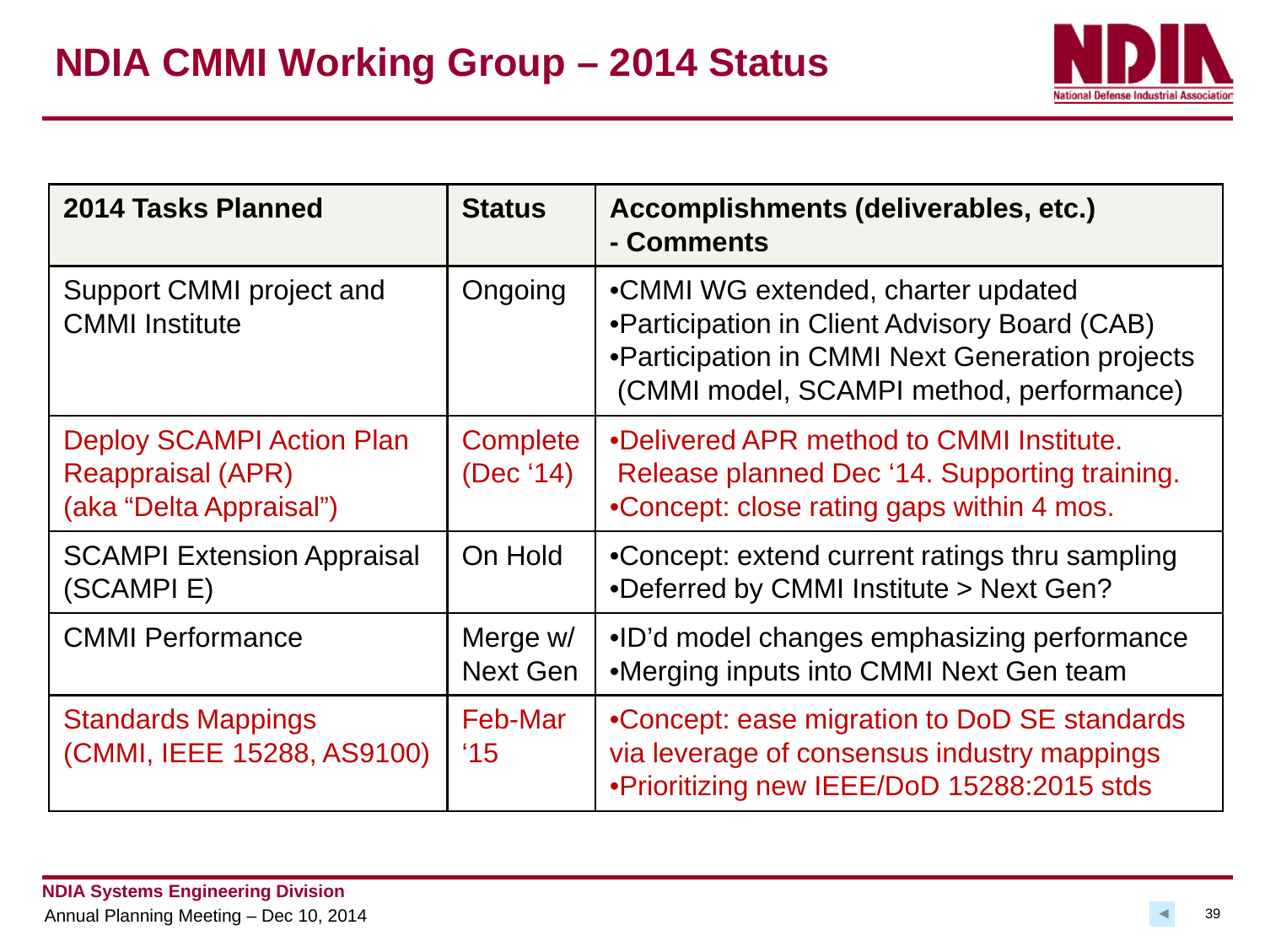# NDIA CMMI Working Group – 2014 Status

| 2014 Tasks Planned | Status | Accomplishments (deliverables, etc.) - Comments |
|---|---|---|
| Support CMMI project and CMMI Institute | Ongoing | •CMMI WG extended, charter updated<br>•Participation in Client Advisory Board (CAB)<br>•Participation in CMMI Next Generation projects (CMMI model, SCAMPI method, performance) |
| Deploy SCAMPI Action Plan Reappraisal (APR) (aka "Delta Appraisal") | Complete (Dec '14) | •Delivered APR method to CMMI Institute. Release planned Dec '14. Supporting training.<br>•Concept: close rating gaps within 4 mos. |
| SCAMPI Extension Appraisal (SCAMPI E) | On Hold | •Concept: extend current ratings thru sampling<br>•Deferred by CMMI Institute > Next Gen? |
| CMMI Performance | Merge w/ Next Gen | •ID'd model changes emphasizing performance<br>•Merging inputs into CMMI Next Gen team |
| Standards Mappings (CMMI, IEEE 15288, AS9100) | Feb-Mar '15 | •Concept: ease migration to DoD SE standards via leverage of consensus industry mappings<br>•Prioritizing new IEEE/DoD 15288:2015 stds |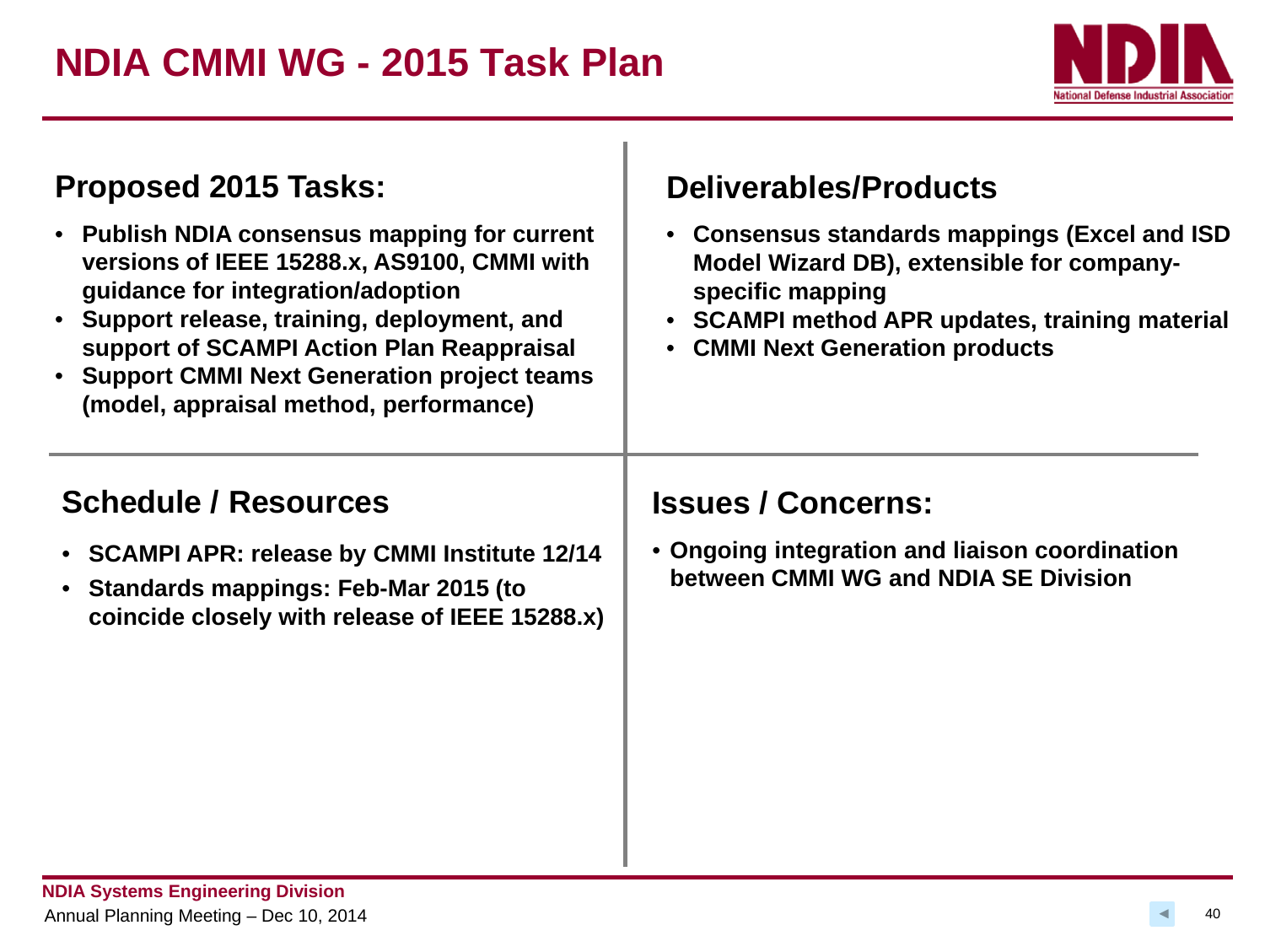# NDIA CMMI WG - 2015 Task Plan

## Proposed 2015 Tasks:

- **Publish NDIA consensus mapping for current versions of IEEE 15288.x, AS9100, CMMI with guidance for integration/adoption**
- **Support release, training, deployment, and support of SCAMPI Action Plan Reappraisal**
- **Support CMMI Next Generation project teams (model, appraisal method, performance)**

## Deliverables/Products

- **Consensus standards mappings (Excel and ISD Model Wizard DB), extensible for company-specific mapping**
- **SCAMPI method APR updates, training material**
- **CMMI Next Generation products**

## Schedule / Resources

- **SCAMPI APR: release by CMMI Institute 12/14**
- **Standards mappings: Feb-Mar 2015 (to coincide closely with release of IEEE 15288.x)**

## Issues / Concerns:

- **Ongoing integration and liaison coordination between CMMI WG and NDIA SE Division**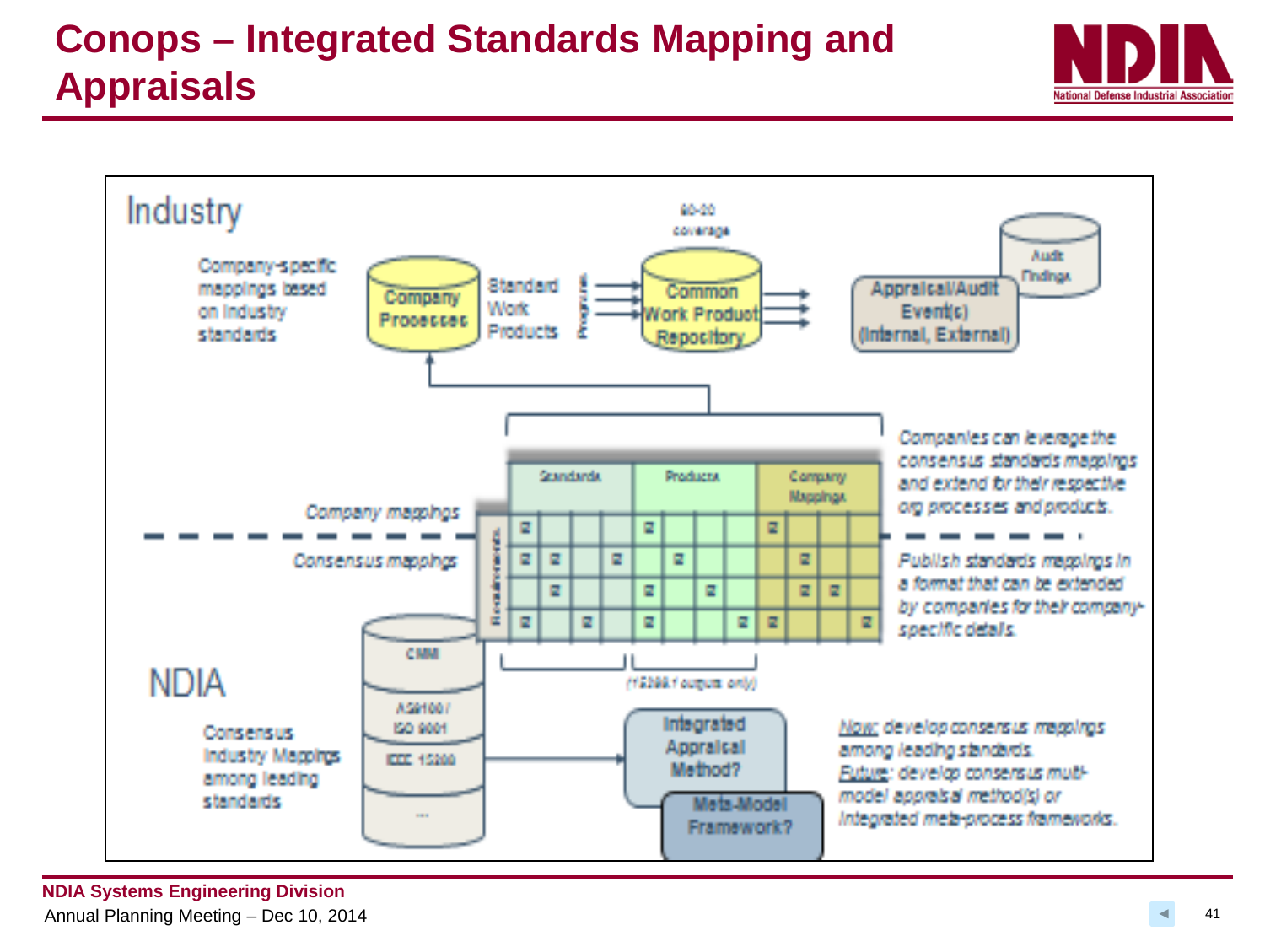# Conops – Integrated Standards Mapping and Appraisals

Industry

Company-specific mappings based on industry standards

Company Processes

Standard Work Products

Programs

80-20 coverage

Common Work Product Repository

Appraisal/Audit Event(s) (Internal, External)

Audit Findings

Companies can leverage the consensus standards mappings and extend for their respective org processes and products.

Company mappings

Consensus mappings

Requirements

Standards | Products | Company Mappings

Publish standards mappings in a format that can be extended by companies for their company-specific details.

(15288.1 outputs only)

NDIA

Consensus Industry Mappings among leading standards

CMMI

AS9100 / ISO 9001

IEEE 15288

...

Integrated Appraisal Method?

Meta-Model Framework?

Now: develop consensus mappings among leading standards.
Future: develop consensus multi-model appraisal method(s) or integrated meta-process frameworks.

NDIA Systems Engineering Division
Annual Planning Meeting – Dec 10, 2014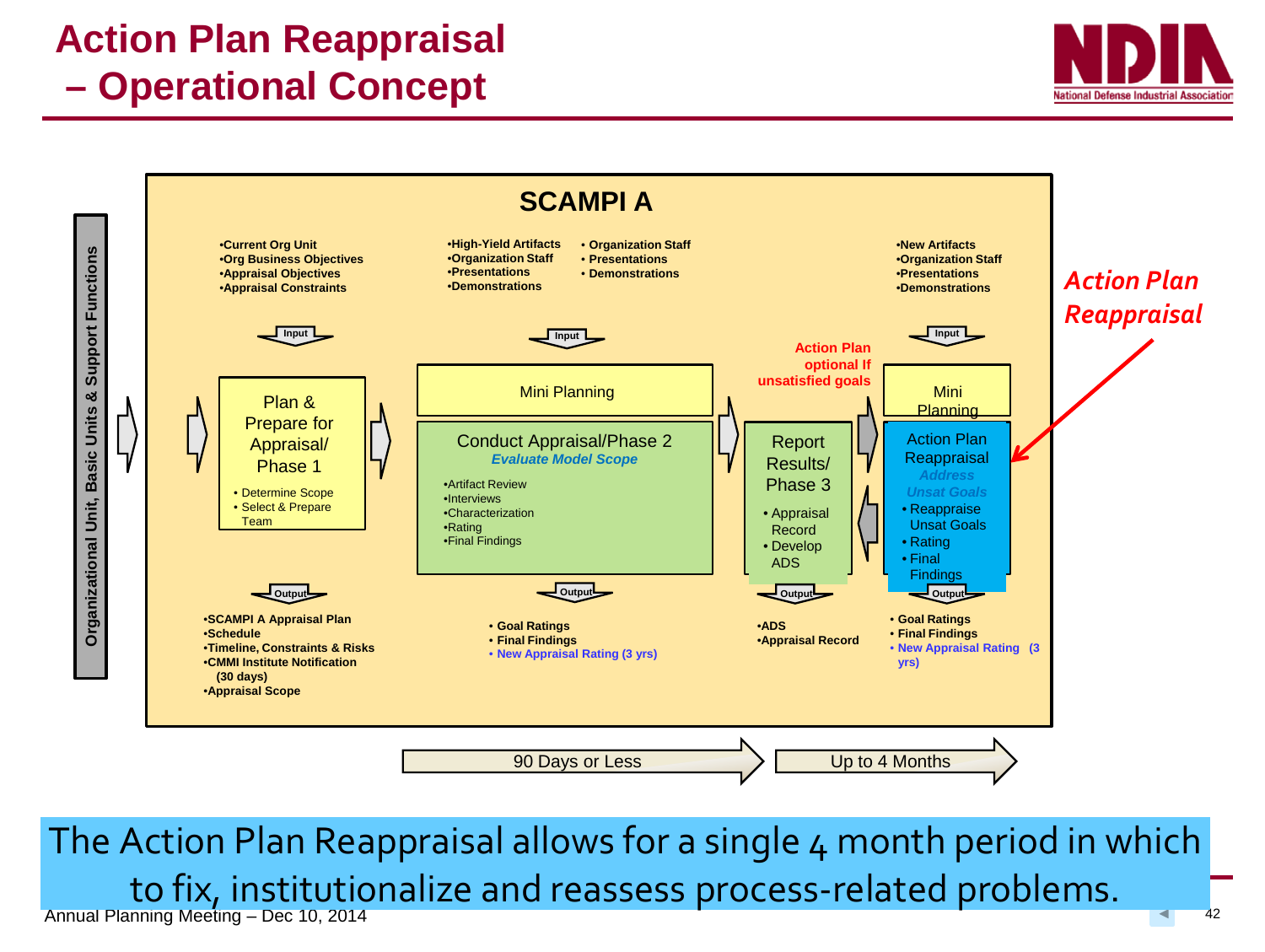# Action Plan Reappraisal – Operational Concept

Organizational Unit, Basic Units & Support Functions

## SCAMPI A

- Current Org Unit
- Org Business Objectives
- Appraisal Objectives
- Appraisal Constraints

Input

**Plan & Prepare for Appraisal/ Phase 1**

- Determine Scope
- Select & Prepare Team

Output

- SCAMPI A Appraisal Plan
- Schedule
- Timeline, Constraints & Risks
- CMMI Institute Notification (30 days)
- Appraisal Scope

---

- High-Yield Artifacts
- Organization Staff
- Presentations
- Demonstrations
- Organization Staff
- Presentations
- Demonstrations

Input

**Mini Planning**

**Conduct Appraisal/Phase 2**

*Evaluate Model Scope*

- Artifact Review
- Interviews
- Characterization
- Rating
- Final Findings

Output

- Goal Ratings
- Final Findings
- New Appraisal Rating (3 yrs)

---

Action Plan optional If unsatisfied goals

**Report Results/ Phase 3**

- Appraisal Record
- Develop ADS

Output

- ADS
- Appraisal Record

---

- New Artifacts
- Organization Staff
- Presentations
- Demonstrations

Input

**Mini Planning**

**Action Plan Reappraisal**

*Address Unsat Goals*

- Reappraise Unsat Goals
- Rating
- Final Findings

Output

- Goal Ratings
- Final Findings
- New Appraisal Rating (3 yrs)

---

90 Days or Less

Up to 4 Months

*Action Plan Reappraisal*

The Action Plan Reappraisal allows for a single 4 month period in which to fix, institutionalize and reassess process-related problems.